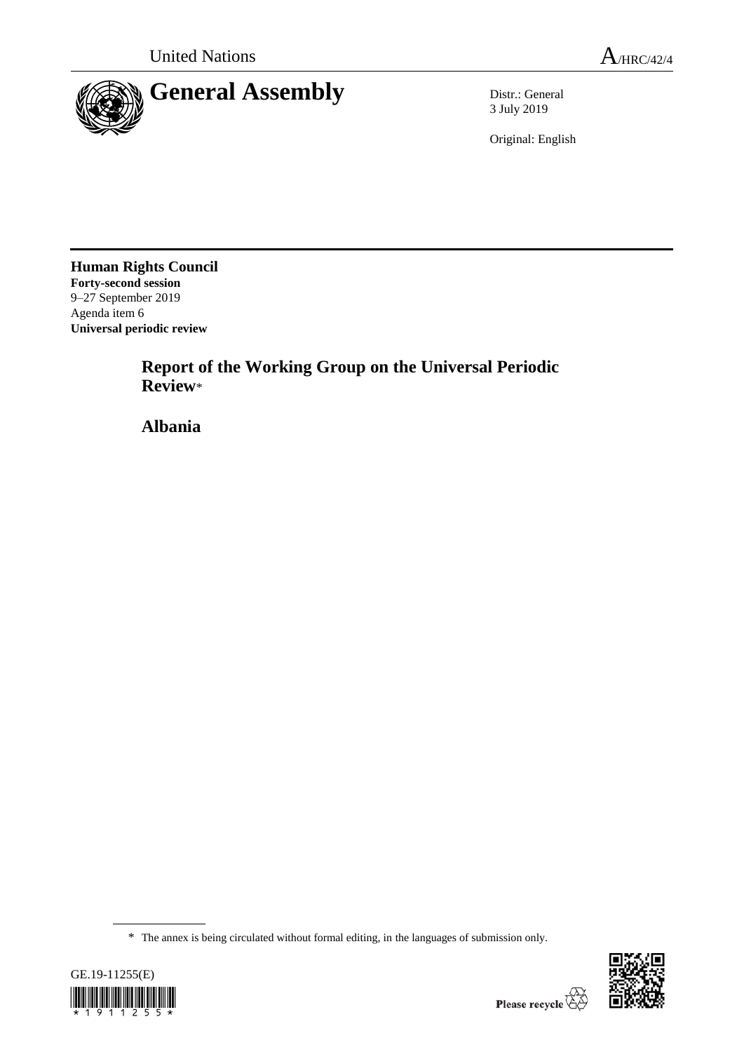United Nations

A/HRC/42/4

# General Assembly

Distr.: General
3 July 2019

Original: English

**Human Rights Council**
**Forty-second session**
9–27 September 2019
Agenda item 6
**Universal periodic review**

## Report of the Working Group on the Universal Periodic Review*

## Albania

\* The annex is being circulated without formal editing, in the languages of submission only.

GE.19-11255(E)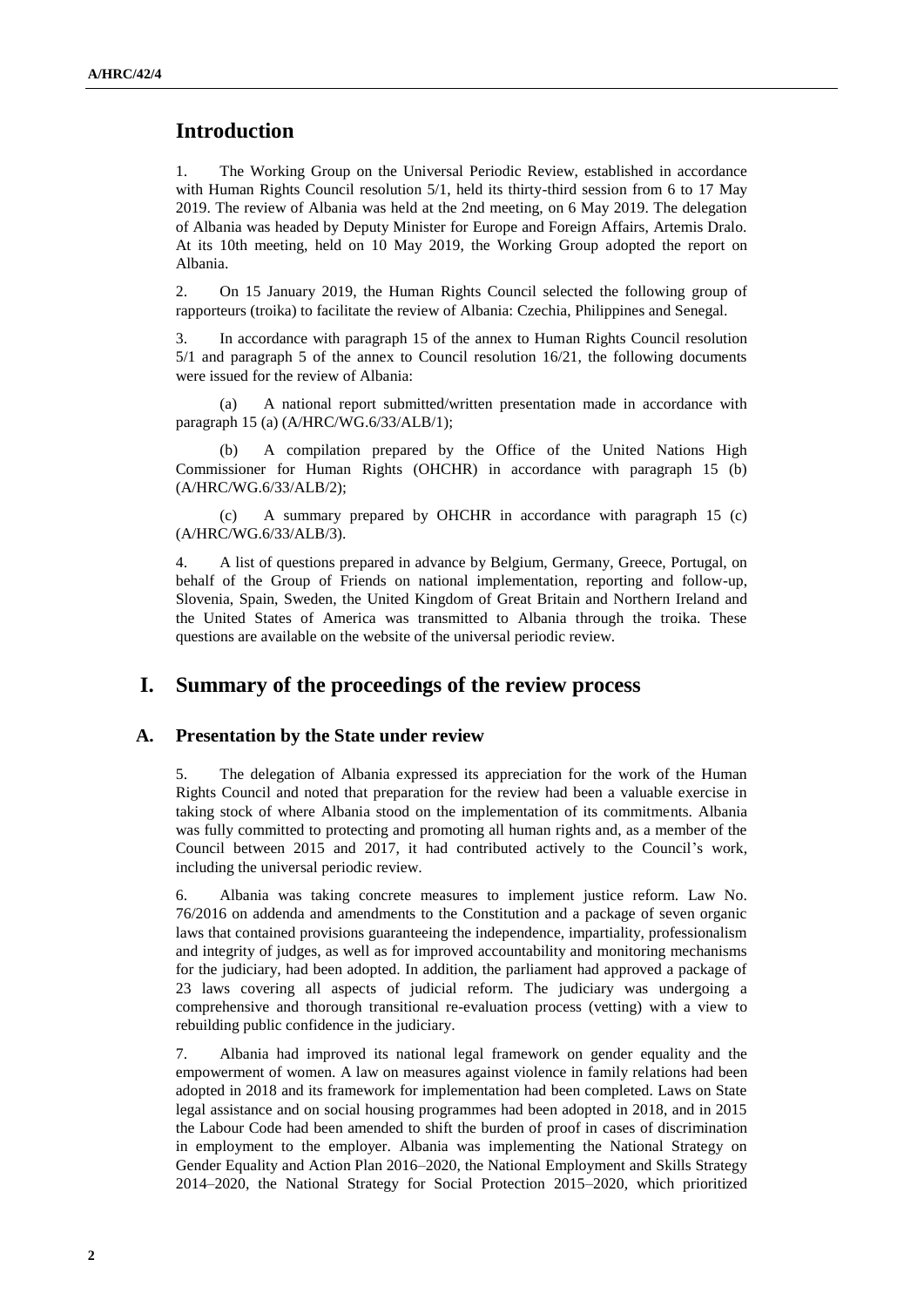# Introduction

1. The Working Group on the Universal Periodic Review, established in accordance with Human Rights Council resolution 5/1, held its thirty-third session from 6 to 17 May 2019. The review of Albania was held at the 2nd meeting, on 6 May 2019. The delegation of Albania was headed by Deputy Minister for Europe and Foreign Affairs, Artemis Dralo. At its 10th meeting, held on 10 May 2019, the Working Group adopted the report on Albania.

2. On 15 January 2019, the Human Rights Council selected the following group of rapporteurs (troika) to facilitate the review of Albania: Czechia, Philippines and Senegal.

3. In accordance with paragraph 15 of the annex to Human Rights Council resolution 5/1 and paragraph 5 of the annex to Council resolution 16/21, the following documents were issued for the review of Albania:

(a) A national report submitted/written presentation made in accordance with paragraph 15 (a) (A/HRC/WG.6/33/ALB/1);

(b) A compilation prepared by the Office of the United Nations High Commissioner for Human Rights (OHCHR) in accordance with paragraph 15 (b) (A/HRC/WG.6/33/ALB/2);

(c) A summary prepared by OHCHR in accordance with paragraph 15 (c) (A/HRC/WG.6/33/ALB/3).

4. A list of questions prepared in advance by Belgium, Germany, Greece, Portugal, on behalf of the Group of Friends on national implementation, reporting and follow-up, Slovenia, Spain, Sweden, the United Kingdom of Great Britain and Northern Ireland and the United States of America was transmitted to Albania through the troika. These questions are available on the website of the universal periodic review.

# I. Summary of the proceedings of the review process

## A. Presentation by the State under review

5. The delegation of Albania expressed its appreciation for the work of the Human Rights Council and noted that preparation for the review had been a valuable exercise in taking stock of where Albania stood on the implementation of its commitments. Albania was fully committed to protecting and promoting all human rights and, as a member of the Council between 2015 and 2017, it had contributed actively to the Council's work, including the universal periodic review.

6. Albania was taking concrete measures to implement justice reform. Law No. 76/2016 on addenda and amendments to the Constitution and a package of seven organic laws that contained provisions guaranteeing the independence, impartiality, professionalism and integrity of judges, as well as for improved accountability and monitoring mechanisms for the judiciary, had been adopted. In addition, the parliament had approved a package of 23 laws covering all aspects of judicial reform. The judiciary was undergoing a comprehensive and thorough transitional re-evaluation process (vetting) with a view to rebuilding public confidence in the judiciary.

7. Albania had improved its national legal framework on gender equality and the empowerment of women. A law on measures against violence in family relations had been adopted in 2018 and its framework for implementation had been completed. Laws on State legal assistance and on social housing programmes had been adopted in 2018, and in 2015 the Labour Code had been amended to shift the burden of proof in cases of discrimination in employment to the employer. Albania was implementing the National Strategy on Gender Equality and Action Plan 2016–2020, the National Employment and Skills Strategy 2014–2020, the National Strategy for Social Protection 2015–2020, which prioritized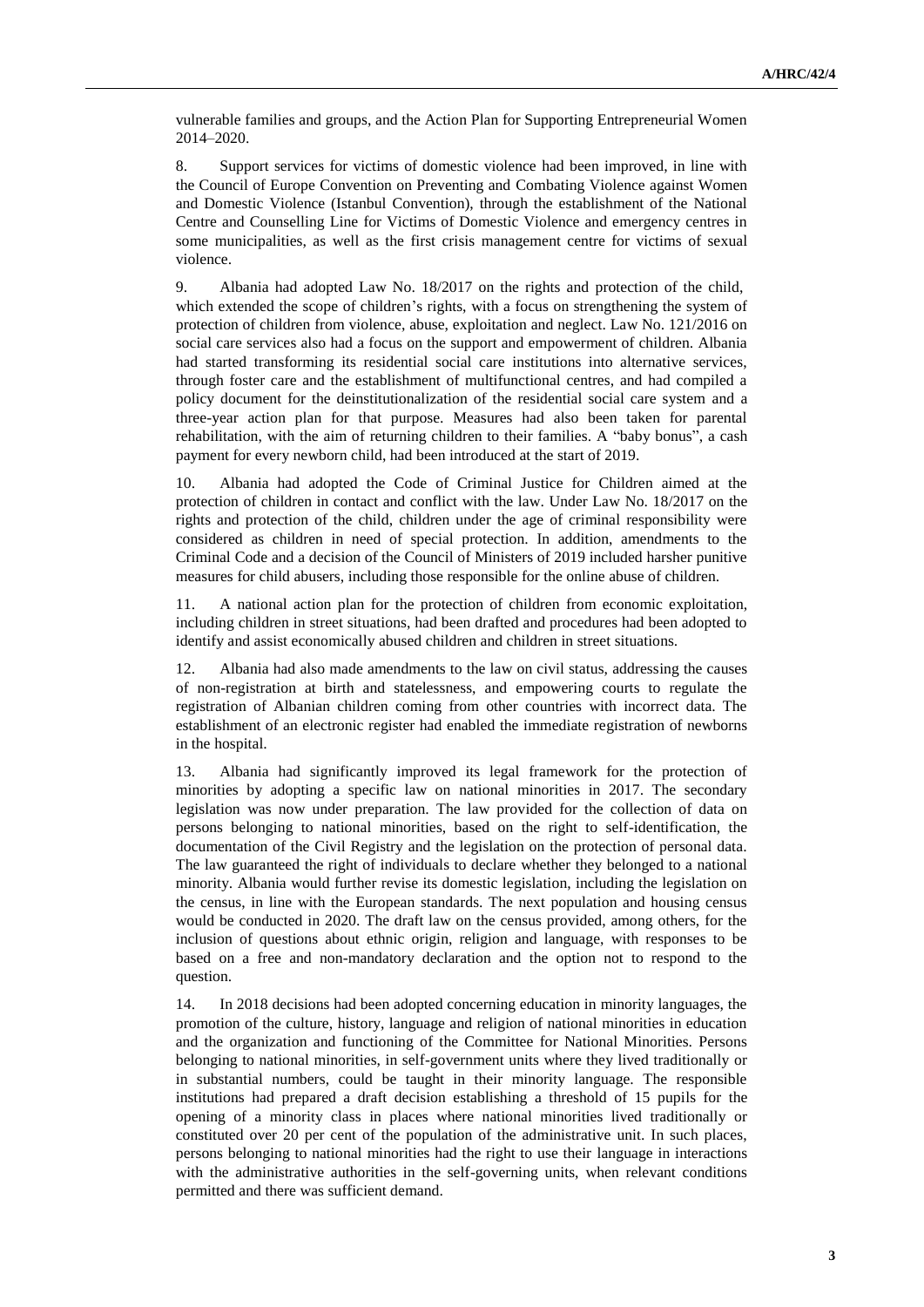vulnerable families and groups, and the Action Plan for Supporting Entrepreneurial Women 2014–2020.

8. Support services for victims of domestic violence had been improved, in line with the Council of Europe Convention on Preventing and Combating Violence against Women and Domestic Violence (Istanbul Convention), through the establishment of the National Centre and Counselling Line for Victims of Domestic Violence and emergency centres in some municipalities, as well as the first crisis management centre for victims of sexual violence.

9. Albania had adopted Law No. 18/2017 on the rights and protection of the child, which extended the scope of children's rights, with a focus on strengthening the system of protection of children from violence, abuse, exploitation and neglect. Law No. 121/2016 on social care services also had a focus on the support and empowerment of children. Albania had started transforming its residential social care institutions into alternative services, through foster care and the establishment of multifunctional centres, and had compiled a policy document for the deinstitutionalization of the residential social care system and a three-year action plan for that purpose. Measures had also been taken for parental rehabilitation, with the aim of returning children to their families. A "baby bonus", a cash payment for every newborn child, had been introduced at the start of 2019.

10. Albania had adopted the Code of Criminal Justice for Children aimed at the protection of children in contact and conflict with the law. Under Law No. 18/2017 on the rights and protection of the child, children under the age of criminal responsibility were considered as children in need of special protection. In addition, amendments to the Criminal Code and a decision of the Council of Ministers of 2019 included harsher punitive measures for child abusers, including those responsible for the online abuse of children.

11. A national action plan for the protection of children from economic exploitation, including children in street situations, had been drafted and procedures had been adopted to identify and assist economically abused children and children in street situations.

12. Albania had also made amendments to the law on civil status, addressing the causes of non-registration at birth and statelessness, and empowering courts to regulate the registration of Albanian children coming from other countries with incorrect data. The establishment of an electronic register had enabled the immediate registration of newborns in the hospital.

13. Albania had significantly improved its legal framework for the protection of minorities by adopting a specific law on national minorities in 2017. The secondary legislation was now under preparation. The law provided for the collection of data on persons belonging to national minorities, based on the right to self-identification, the documentation of the Civil Registry and the legislation on the protection of personal data. The law guaranteed the right of individuals to declare whether they belonged to a national minority. Albania would further revise its domestic legislation, including the legislation on the census, in line with the European standards. The next population and housing census would be conducted in 2020. The draft law on the census provided, among others, for the inclusion of questions about ethnic origin, religion and language, with responses to be based on a free and non-mandatory declaration and the option not to respond to the question.

14. In 2018 decisions had been adopted concerning education in minority languages, the promotion of the culture, history, language and religion of national minorities in education and the organization and functioning of the Committee for National Minorities. Persons belonging to national minorities, in self-government units where they lived traditionally or in substantial numbers, could be taught in their minority language. The responsible institutions had prepared a draft decision establishing a threshold of 15 pupils for the opening of a minority class in places where national minorities lived traditionally or constituted over 20 per cent of the population of the administrative unit. In such places, persons belonging to national minorities had the right to use their language in interactions with the administrative authorities in the self-governing units, when relevant conditions permitted and there was sufficient demand.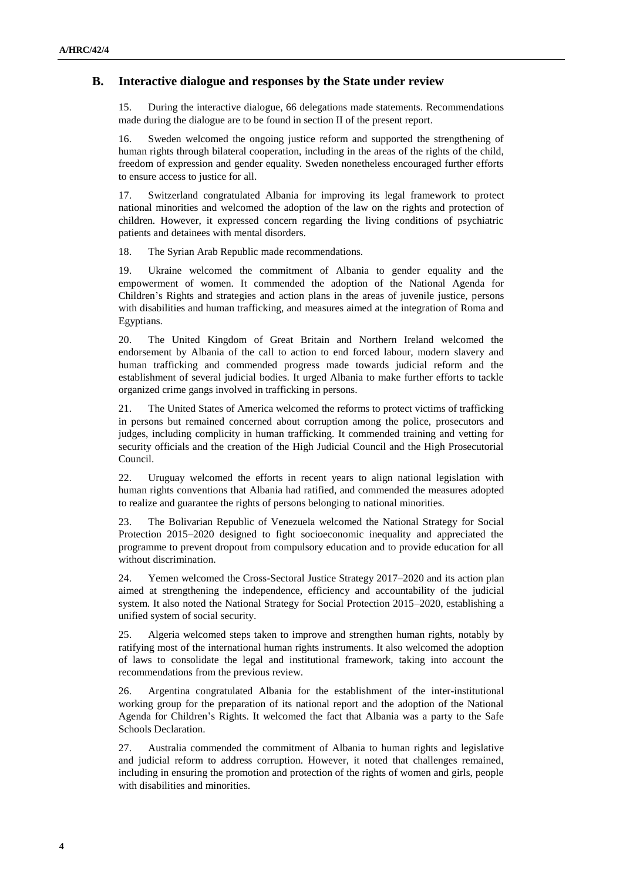## B. Interactive dialogue and responses by the State under review

15. During the interactive dialogue, 66 delegations made statements. Recommendations made during the dialogue are to be found in section II of the present report.

16. Sweden welcomed the ongoing justice reform and supported the strengthening of human rights through bilateral cooperation, including in the areas of the rights of the child, freedom of expression and gender equality. Sweden nonetheless encouraged further efforts to ensure access to justice for all.

17. Switzerland congratulated Albania for improving its legal framework to protect national minorities and welcomed the adoption of the law on the rights and protection of children. However, it expressed concern regarding the living conditions of psychiatric patients and detainees with mental disorders.

18. The Syrian Arab Republic made recommendations.

19. Ukraine welcomed the commitment of Albania to gender equality and the empowerment of women. It commended the adoption of the National Agenda for Children's Rights and strategies and action plans in the areas of juvenile justice, persons with disabilities and human trafficking, and measures aimed at the integration of Roma and Egyptians.

20. The United Kingdom of Great Britain and Northern Ireland welcomed the endorsement by Albania of the call to action to end forced labour, modern slavery and human trafficking and commended progress made towards judicial reform and the establishment of several judicial bodies. It urged Albania to make further efforts to tackle organized crime gangs involved in trafficking in persons.

21. The United States of America welcomed the reforms to protect victims of trafficking in persons but remained concerned about corruption among the police, prosecutors and judges, including complicity in human trafficking. It commended training and vetting for security officials and the creation of the High Judicial Council and the High Prosecutorial Council.

22. Uruguay welcomed the efforts in recent years to align national legislation with human rights conventions that Albania had ratified, and commended the measures adopted to realize and guarantee the rights of persons belonging to national minorities.

23. The Bolivarian Republic of Venezuela welcomed the National Strategy for Social Protection 2015–2020 designed to fight socioeconomic inequality and appreciated the programme to prevent dropout from compulsory education and to provide education for all without discrimination.

24. Yemen welcomed the Cross-Sectoral Justice Strategy 2017–2020 and its action plan aimed at strengthening the independence, efficiency and accountability of the judicial system. It also noted the National Strategy for Social Protection 2015–2020, establishing a unified system of social security.

25. Algeria welcomed steps taken to improve and strengthen human rights, notably by ratifying most of the international human rights instruments. It also welcomed the adoption of laws to consolidate the legal and institutional framework, taking into account the recommendations from the previous review.

26. Argentina congratulated Albania for the establishment of the inter-institutional working group for the preparation of its national report and the adoption of the National Agenda for Children's Rights. It welcomed the fact that Albania was a party to the Safe Schools Declaration.

27. Australia commended the commitment of Albania to human rights and legislative and judicial reform to address corruption. However, it noted that challenges remained, including in ensuring the promotion and protection of the rights of women and girls, people with disabilities and minorities.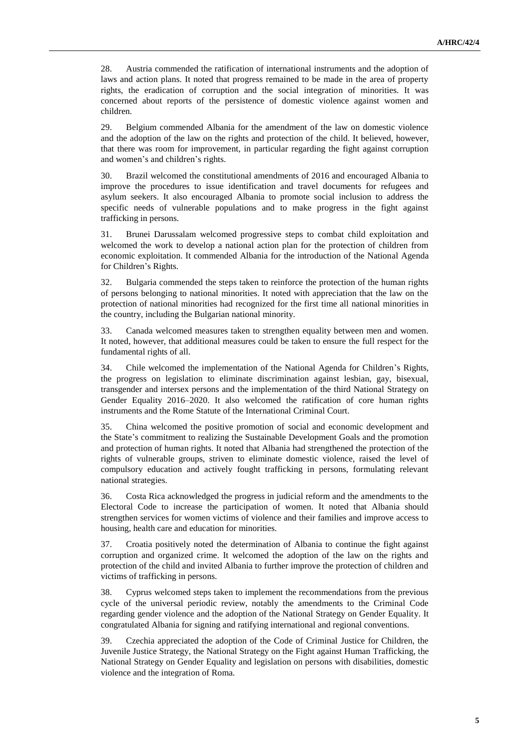28. Austria commended the ratification of international instruments and the adoption of laws and action plans. It noted that progress remained to be made in the area of property rights, the eradication of corruption and the social integration of minorities. It was concerned about reports of the persistence of domestic violence against women and children.

29. Belgium commended Albania for the amendment of the law on domestic violence and the adoption of the law on the rights and protection of the child. It believed, however, that there was room for improvement, in particular regarding the fight against corruption and women's and children's rights.

30. Brazil welcomed the constitutional amendments of 2016 and encouraged Albania to improve the procedures to issue identification and travel documents for refugees and asylum seekers. It also encouraged Albania to promote social inclusion to address the specific needs of vulnerable populations and to make progress in the fight against trafficking in persons.

31. Brunei Darussalam welcomed progressive steps to combat child exploitation and welcomed the work to develop a national action plan for the protection of children from economic exploitation. It commended Albania for the introduction of the National Agenda for Children's Rights.

32. Bulgaria commended the steps taken to reinforce the protection of the human rights of persons belonging to national minorities. It noted with appreciation that the law on the protection of national minorities had recognized for the first time all national minorities in the country, including the Bulgarian national minority.

33. Canada welcomed measures taken to strengthen equality between men and women. It noted, however, that additional measures could be taken to ensure the full respect for the fundamental rights of all.

34. Chile welcomed the implementation of the National Agenda for Children's Rights, the progress on legislation to eliminate discrimination against lesbian, gay, bisexual, transgender and intersex persons and the implementation of the third National Strategy on Gender Equality 2016–2020. It also welcomed the ratification of core human rights instruments and the Rome Statute of the International Criminal Court.

35. China welcomed the positive promotion of social and economic development and the State's commitment to realizing the Sustainable Development Goals and the promotion and protection of human rights. It noted that Albania had strengthened the protection of the rights of vulnerable groups, striven to eliminate domestic violence, raised the level of compulsory education and actively fought trafficking in persons, formulating relevant national strategies.

36. Costa Rica acknowledged the progress in judicial reform and the amendments to the Electoral Code to increase the participation of women. It noted that Albania should strengthen services for women victims of violence and their families and improve access to housing, health care and education for minorities.

37. Croatia positively noted the determination of Albania to continue the fight against corruption and organized crime. It welcomed the adoption of the law on the rights and protection of the child and invited Albania to further improve the protection of children and victims of trafficking in persons.

38. Cyprus welcomed steps taken to implement the recommendations from the previous cycle of the universal periodic review, notably the amendments to the Criminal Code regarding gender violence and the adoption of the National Strategy on Gender Equality. It congratulated Albania for signing and ratifying international and regional conventions.

39. Czechia appreciated the adoption of the Code of Criminal Justice for Children, the Juvenile Justice Strategy, the National Strategy on the Fight against Human Trafficking, the National Strategy on Gender Equality and legislation on persons with disabilities, domestic violence and the integration of Roma.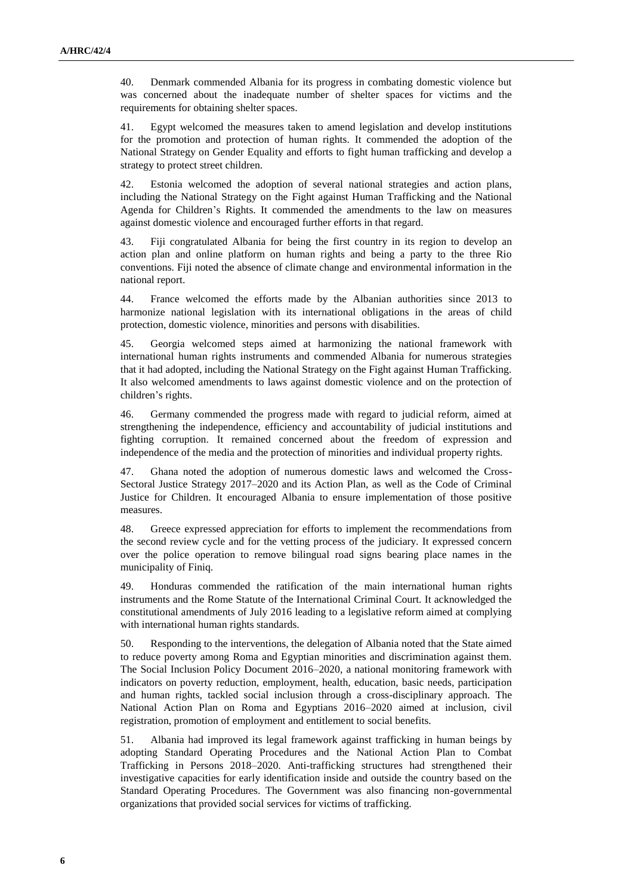40. Denmark commended Albania for its progress in combating domestic violence but was concerned about the inadequate number of shelter spaces for victims and the requirements for obtaining shelter spaces.

41. Egypt welcomed the measures taken to amend legislation and develop institutions for the promotion and protection of human rights. It commended the adoption of the National Strategy on Gender Equality and efforts to fight human trafficking and develop a strategy to protect street children.

42. Estonia welcomed the adoption of several national strategies and action plans, including the National Strategy on the Fight against Human Trafficking and the National Agenda for Children's Rights. It commended the amendments to the law on measures against domestic violence and encouraged further efforts in that regard.

43. Fiji congratulated Albania for being the first country in its region to develop an action plan and online platform on human rights and being a party to the three Rio conventions. Fiji noted the absence of climate change and environmental information in the national report.

44. France welcomed the efforts made by the Albanian authorities since 2013 to harmonize national legislation with its international obligations in the areas of child protection, domestic violence, minorities and persons with disabilities.

45. Georgia welcomed steps aimed at harmonizing the national framework with international human rights instruments and commended Albania for numerous strategies that it had adopted, including the National Strategy on the Fight against Human Trafficking. It also welcomed amendments to laws against domestic violence and on the protection of children's rights.

46. Germany commended the progress made with regard to judicial reform, aimed at strengthening the independence, efficiency and accountability of judicial institutions and fighting corruption. It remained concerned about the freedom of expression and independence of the media and the protection of minorities and individual property rights.

47. Ghana noted the adoption of numerous domestic laws and welcomed the Cross-Sectoral Justice Strategy 2017–2020 and its Action Plan, as well as the Code of Criminal Justice for Children. It encouraged Albania to ensure implementation of those positive measures.

48. Greece expressed appreciation for efforts to implement the recommendations from the second review cycle and for the vetting process of the judiciary. It expressed concern over the police operation to remove bilingual road signs bearing place names in the municipality of Finiq.

49. Honduras commended the ratification of the main international human rights instruments and the Rome Statute of the International Criminal Court. It acknowledged the constitutional amendments of July 2016 leading to a legislative reform aimed at complying with international human rights standards.

50. Responding to the interventions, the delegation of Albania noted that the State aimed to reduce poverty among Roma and Egyptian minorities and discrimination against them. The Social Inclusion Policy Document 2016–2020, a national monitoring framework with indicators on poverty reduction, employment, health, education, basic needs, participation and human rights, tackled social inclusion through a cross-disciplinary approach. The National Action Plan on Roma and Egyptians 2016–2020 aimed at inclusion, civil registration, promotion of employment and entitlement to social benefits.

51. Albania had improved its legal framework against trafficking in human beings by adopting Standard Operating Procedures and the National Action Plan to Combat Trafficking in Persons 2018–2020. Anti-trafficking structures had strengthened their investigative capacities for early identification inside and outside the country based on the Standard Operating Procedures. The Government was also financing non-governmental organizations that provided social services for victims of trafficking.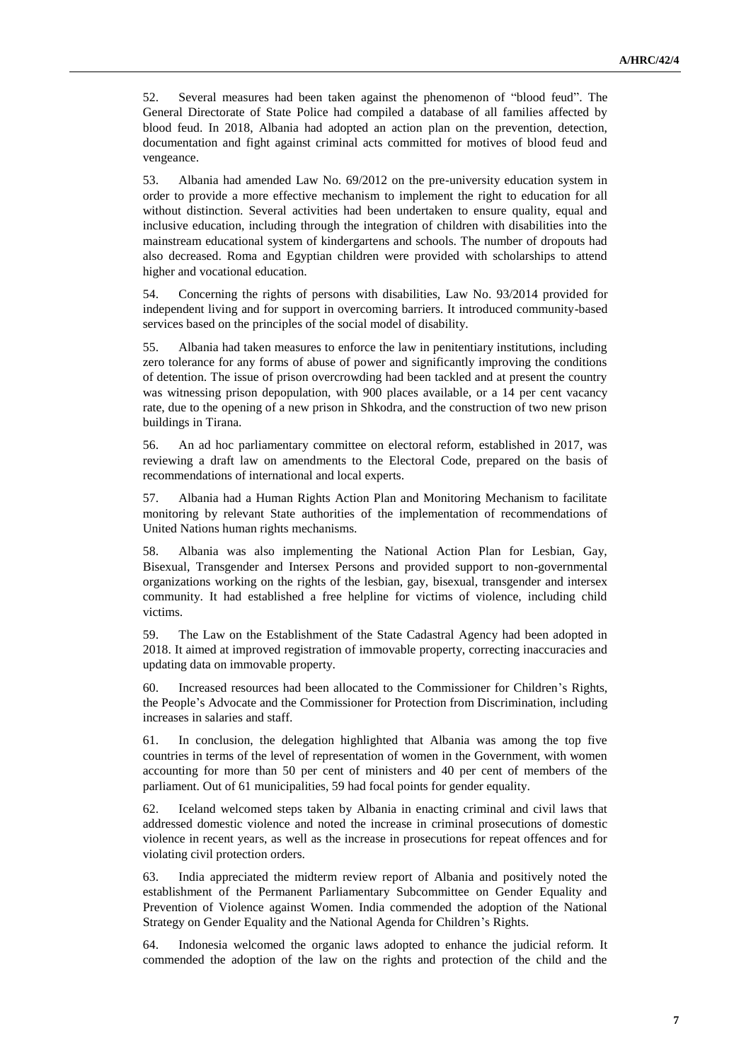52. Several measures had been taken against the phenomenon of "blood feud". The General Directorate of State Police had compiled a database of all families affected by blood feud. In 2018, Albania had adopted an action plan on the prevention, detection, documentation and fight against criminal acts committed for motives of blood feud and vengeance.

53. Albania had amended Law No. 69/2012 on the pre-university education system in order to provide a more effective mechanism to implement the right to education for all without distinction. Several activities had been undertaken to ensure quality, equal and inclusive education, including through the integration of children with disabilities into the mainstream educational system of kindergartens and schools. The number of dropouts had also decreased. Roma and Egyptian children were provided with scholarships to attend higher and vocational education.

54. Concerning the rights of persons with disabilities, Law No. 93/2014 provided for independent living and for support in overcoming barriers. It introduced community-based services based on the principles of the social model of disability.

55. Albania had taken measures to enforce the law in penitentiary institutions, including zero tolerance for any forms of abuse of power and significantly improving the conditions of detention. The issue of prison overcrowding had been tackled and at present the country was witnessing prison depopulation, with 900 places available, or a 14 per cent vacancy rate, due to the opening of a new prison in Shkodra, and the construction of two new prison buildings in Tirana.

56. An ad hoc parliamentary committee on electoral reform, established in 2017, was reviewing a draft law on amendments to the Electoral Code, prepared on the basis of recommendations of international and local experts.

57. Albania had a Human Rights Action Plan and Monitoring Mechanism to facilitate monitoring by relevant State authorities of the implementation of recommendations of United Nations human rights mechanisms.

58. Albania was also implementing the National Action Plan for Lesbian, Gay, Bisexual, Transgender and Intersex Persons and provided support to non-governmental organizations working on the rights of the lesbian, gay, bisexual, transgender and intersex community. It had established a free helpline for victims of violence, including child victims.

59. The Law on the Establishment of the State Cadastral Agency had been adopted in 2018. It aimed at improved registration of immovable property, correcting inaccuracies and updating data on immovable property.

60. Increased resources had been allocated to the Commissioner for Children's Rights, the People's Advocate and the Commissioner for Protection from Discrimination, including increases in salaries and staff.

61. In conclusion, the delegation highlighted that Albania was among the top five countries in terms of the level of representation of women in the Government, with women accounting for more than 50 per cent of ministers and 40 per cent of members of the parliament. Out of 61 municipalities, 59 had focal points for gender equality.

62. Iceland welcomed steps taken by Albania in enacting criminal and civil laws that addressed domestic violence and noted the increase in criminal prosecutions of domestic violence in recent years, as well as the increase in prosecutions for repeat offences and for violating civil protection orders.

63. India appreciated the midterm review report of Albania and positively noted the establishment of the Permanent Parliamentary Subcommittee on Gender Equality and Prevention of Violence against Women. India commended the adoption of the National Strategy on Gender Equality and the National Agenda for Children's Rights.

64. Indonesia welcomed the organic laws adopted to enhance the judicial reform. It commended the adoption of the law on the rights and protection of the child and the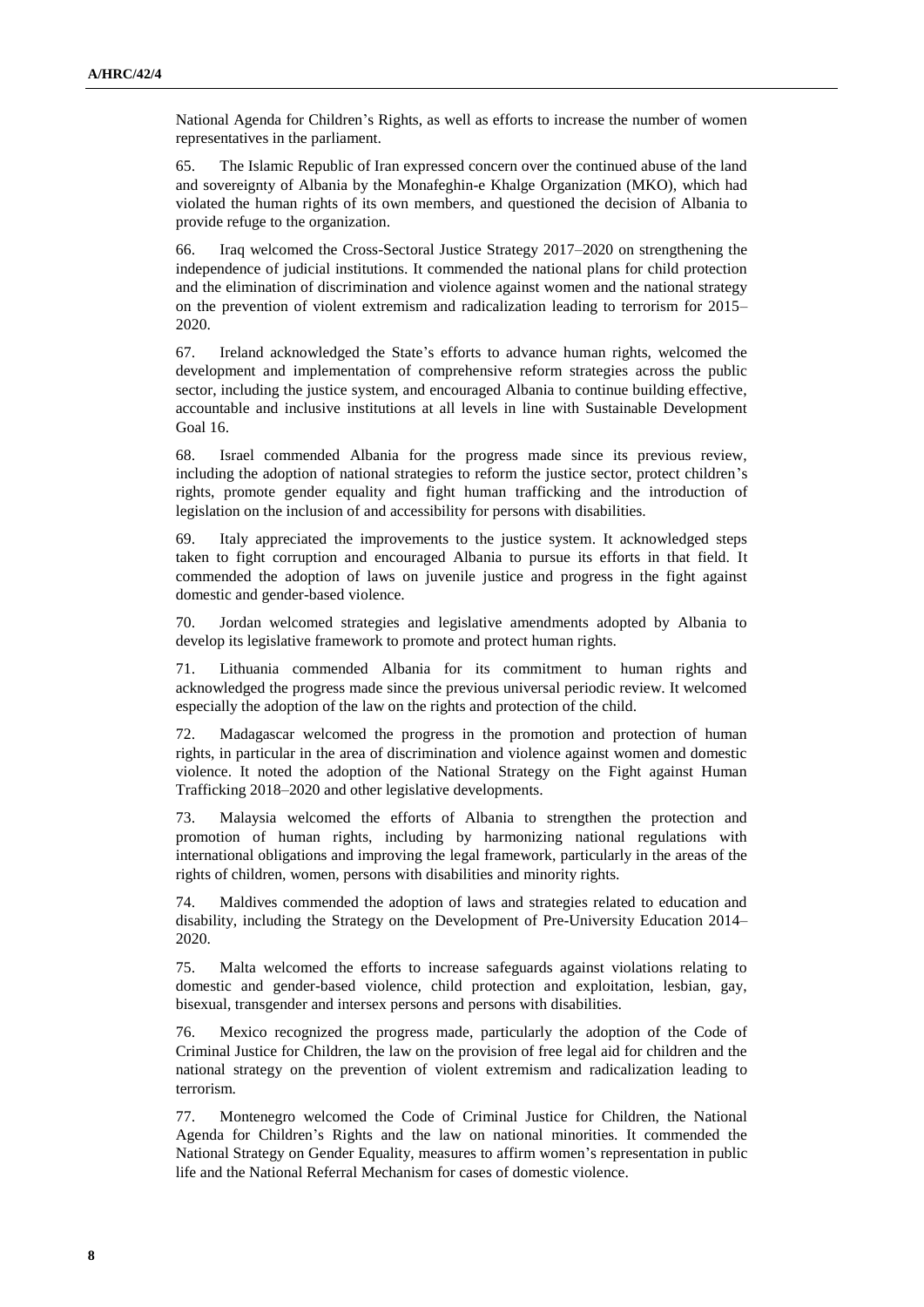National Agenda for Children's Rights, as well as efforts to increase the number of women representatives in the parliament.

65. The Islamic Republic of Iran expressed concern over the continued abuse of the land and sovereignty of Albania by the Monafeghin-e Khalge Organization (MKO), which had violated the human rights of its own members, and questioned the decision of Albania to provide refuge to the organization.

66. Iraq welcomed the Cross-Sectoral Justice Strategy 2017–2020 on strengthening the independence of judicial institutions. It commended the national plans for child protection and the elimination of discrimination and violence against women and the national strategy on the prevention of violent extremism and radicalization leading to terrorism for 2015–2020.

67. Ireland acknowledged the State's efforts to advance human rights, welcomed the development and implementation of comprehensive reform strategies across the public sector, including the justice system, and encouraged Albania to continue building effective, accountable and inclusive institutions at all levels in line with Sustainable Development Goal 16.

68. Israel commended Albania for the progress made since its previous review, including the adoption of national strategies to reform the justice sector, protect children's rights, promote gender equality and fight human trafficking and the introduction of legislation on the inclusion of and accessibility for persons with disabilities.

69. Italy appreciated the improvements to the justice system. It acknowledged steps taken to fight corruption and encouraged Albania to pursue its efforts in that field. It commended the adoption of laws on juvenile justice and progress in the fight against domestic and gender-based violence.

70. Jordan welcomed strategies and legislative amendments adopted by Albania to develop its legislative framework to promote and protect human rights.

71. Lithuania commended Albania for its commitment to human rights and acknowledged the progress made since the previous universal periodic review. It welcomed especially the adoption of the law on the rights and protection of the child.

72. Madagascar welcomed the progress in the promotion and protection of human rights, in particular in the area of discrimination and violence against women and domestic violence. It noted the adoption of the National Strategy on the Fight against Human Trafficking 2018–2020 and other legislative developments.

73. Malaysia welcomed the efforts of Albania to strengthen the protection and promotion of human rights, including by harmonizing national regulations with international obligations and improving the legal framework, particularly in the areas of the rights of children, women, persons with disabilities and minority rights.

74. Maldives commended the adoption of laws and strategies related to education and disability, including the Strategy on the Development of Pre-University Education 2014–2020.

75. Malta welcomed the efforts to increase safeguards against violations relating to domestic and gender-based violence, child protection and exploitation, lesbian, gay, bisexual, transgender and intersex persons and persons with disabilities.

76. Mexico recognized the progress made, particularly the adoption of the Code of Criminal Justice for Children, the law on the provision of free legal aid for children and the national strategy on the prevention of violent extremism and radicalization leading to terrorism.

77. Montenegro welcomed the Code of Criminal Justice for Children, the National Agenda for Children's Rights and the law on national minorities. It commended the National Strategy on Gender Equality, measures to affirm women's representation in public life and the National Referral Mechanism for cases of domestic violence.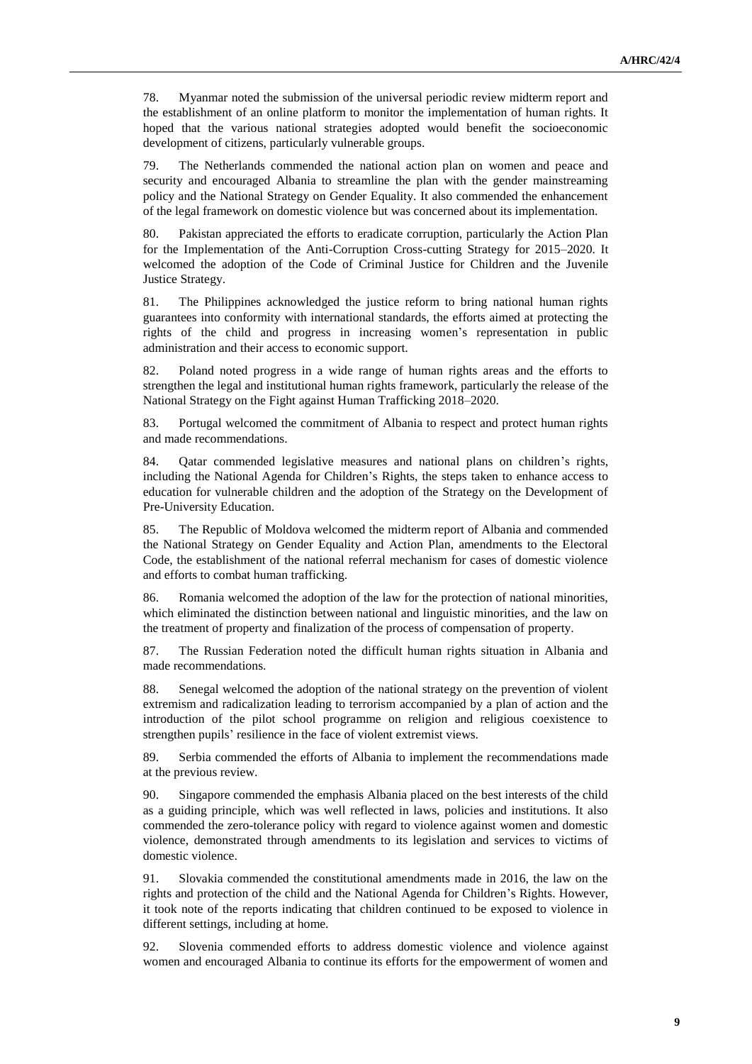78. Myanmar noted the submission of the universal periodic review midterm report and the establishment of an online platform to monitor the implementation of human rights. It hoped that the various national strategies adopted would benefit the socioeconomic development of citizens, particularly vulnerable groups.

79. The Netherlands commended the national action plan on women and peace and security and encouraged Albania to streamline the plan with the gender mainstreaming policy and the National Strategy on Gender Equality. It also commended the enhancement of the legal framework on domestic violence but was concerned about its implementation.

80. Pakistan appreciated the efforts to eradicate corruption, particularly the Action Plan for the Implementation of the Anti-Corruption Cross-cutting Strategy for 2015–2020. It welcomed the adoption of the Code of Criminal Justice for Children and the Juvenile Justice Strategy.

81. The Philippines acknowledged the justice reform to bring national human rights guarantees into conformity with international standards, the efforts aimed at protecting the rights of the child and progress in increasing women's representation in public administration and their access to economic support.

82. Poland noted progress in a wide range of human rights areas and the efforts to strengthen the legal and institutional human rights framework, particularly the release of the National Strategy on the Fight against Human Trafficking 2018–2020.

83. Portugal welcomed the commitment of Albania to respect and protect human rights and made recommendations.

84. Qatar commended legislative measures and national plans on children's rights, including the National Agenda for Children's Rights, the steps taken to enhance access to education for vulnerable children and the adoption of the Strategy on the Development of Pre-University Education.

85. The Republic of Moldova welcomed the midterm report of Albania and commended the National Strategy on Gender Equality and Action Plan, amendments to the Electoral Code, the establishment of the national referral mechanism for cases of domestic violence and efforts to combat human trafficking.

86. Romania welcomed the adoption of the law for the protection of national minorities, which eliminated the distinction between national and linguistic minorities, and the law on the treatment of property and finalization of the process of compensation of property.

87. The Russian Federation noted the difficult human rights situation in Albania and made recommendations.

88. Senegal welcomed the adoption of the national strategy on the prevention of violent extremism and radicalization leading to terrorism accompanied by a plan of action and the introduction of the pilot school programme on religion and religious coexistence to strengthen pupils' resilience in the face of violent extremist views.

89. Serbia commended the efforts of Albania to implement the recommendations made at the previous review.

90. Singapore commended the emphasis Albania placed on the best interests of the child as a guiding principle, which was well reflected in laws, policies and institutions. It also commended the zero-tolerance policy with regard to violence against women and domestic violence, demonstrated through amendments to its legislation and services to victims of domestic violence.

91. Slovakia commended the constitutional amendments made in 2016, the law on the rights and protection of the child and the National Agenda for Children's Rights. However, it took note of the reports indicating that children continued to be exposed to violence in different settings, including at home.

92. Slovenia commended efforts to address domestic violence and violence against women and encouraged Albania to continue its efforts for the empowerment of women and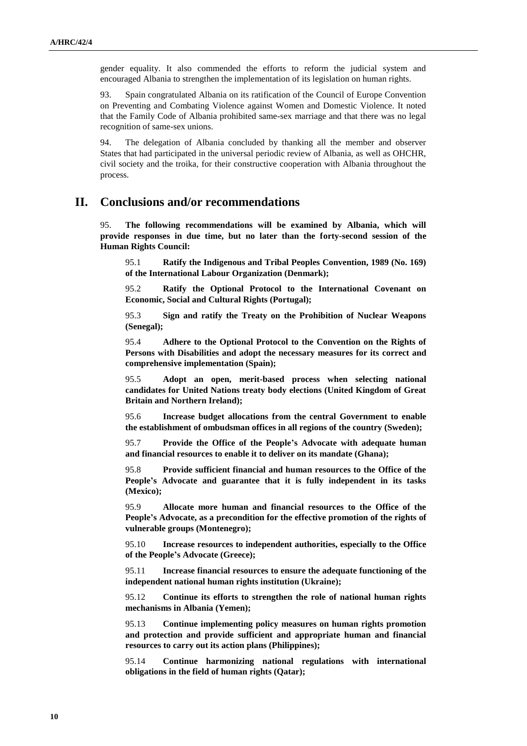gender equality. It also commended the efforts to reform the judicial system and encouraged Albania to strengthen the implementation of its legislation on human rights.

93. Spain congratulated Albania on its ratification of the Council of Europe Convention on Preventing and Combating Violence against Women and Domestic Violence. It noted that the Family Code of Albania prohibited same-sex marriage and that there was no legal recognition of same-sex unions.

94. The delegation of Albania concluded by thanking all the member and observer States that had participated in the universal periodic review of Albania, as well as OHCHR, civil society and the troika, for their constructive cooperation with Albania throughout the process.

## II. Conclusions and/or recommendations

95. **The following recommendations will be examined by Albania, which will provide responses in due time, but no later than the forty-second session of the Human Rights Council:**

95.1 **Ratify the Indigenous and Tribal Peoples Convention, 1989 (No. 169) of the International Labour Organization (Denmark);**

95.2 **Ratify the Optional Protocol to the International Covenant on Economic, Social and Cultural Rights (Portugal);**

95.3 **Sign and ratify the Treaty on the Prohibition of Nuclear Weapons (Senegal);**

95.4 **Adhere to the Optional Protocol to the Convention on the Rights of Persons with Disabilities and adopt the necessary measures for its correct and comprehensive implementation (Spain);**

95.5 **Adopt an open, merit-based process when selecting national candidates for United Nations treaty body elections (United Kingdom of Great Britain and Northern Ireland);**

95.6 **Increase budget allocations from the central Government to enable the establishment of ombudsman offices in all regions of the country (Sweden);**

95.7 **Provide the Office of the People's Advocate with adequate human and financial resources to enable it to deliver on its mandate (Ghana);**

95.8 **Provide sufficient financial and human resources to the Office of the People's Advocate and guarantee that it is fully independent in its tasks (Mexico);**

95.9 **Allocate more human and financial resources to the Office of the People's Advocate, as a precondition for the effective promotion of the rights of vulnerable groups (Montenegro);**

95.10 **Increase resources to independent authorities, especially to the Office of the People's Advocate (Greece);**

95.11 **Increase financial resources to ensure the adequate functioning of the independent national human rights institution (Ukraine);**

95.12 **Continue its efforts to strengthen the role of national human rights mechanisms in Albania (Yemen);**

95.13 **Continue implementing policy measures on human rights promotion and protection and provide sufficient and appropriate human and financial resources to carry out its action plans (Philippines);**

95.14 **Continue harmonizing national regulations with international obligations in the field of human rights (Qatar);**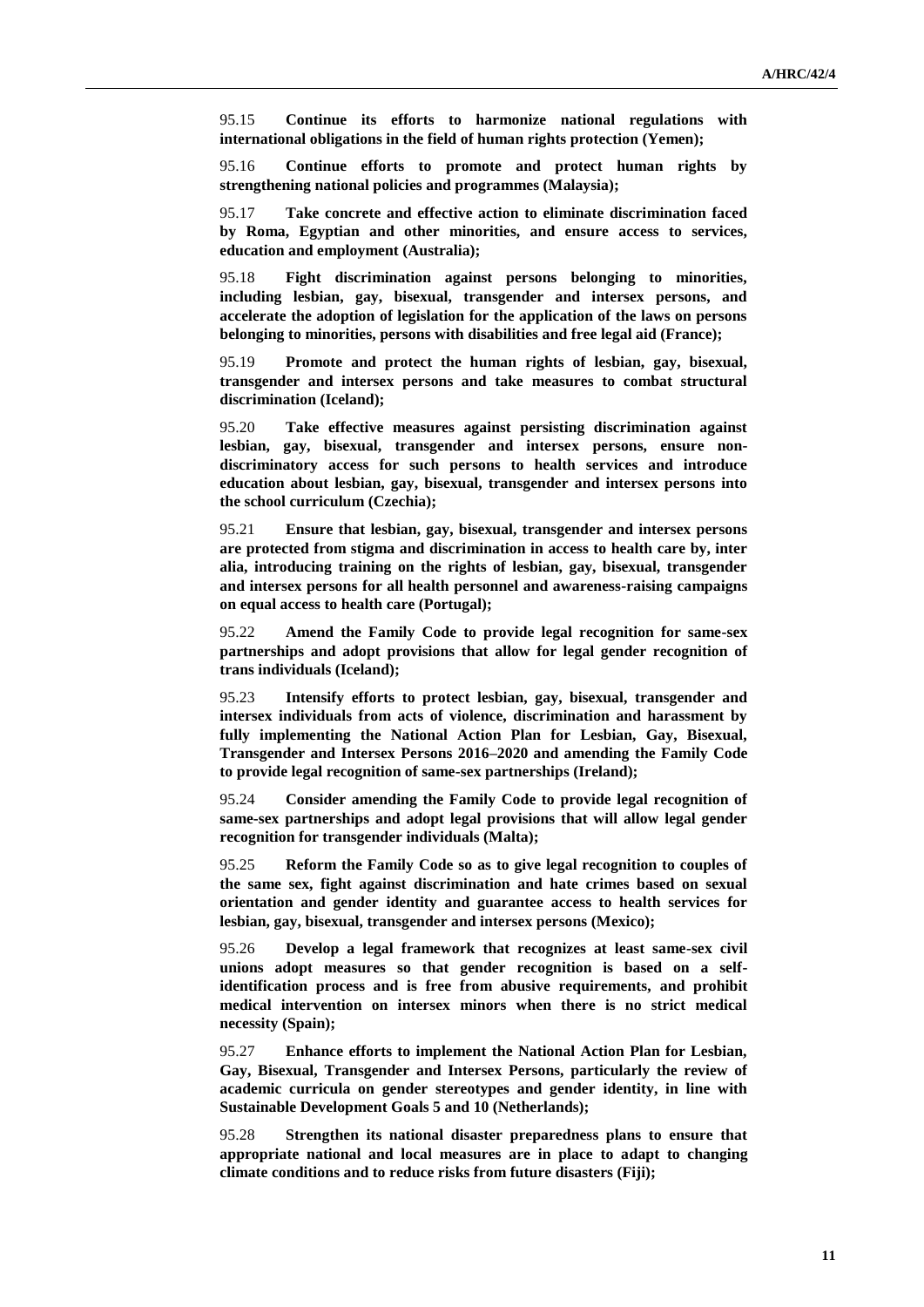95.15 **Continue its efforts to harmonize national regulations with international obligations in the field of human rights protection (Yemen);**

95.16 **Continue efforts to promote and protect human rights by strengthening national policies and programmes (Malaysia);**

95.17 **Take concrete and effective action to eliminate discrimination faced by Roma, Egyptian and other minorities, and ensure access to services, education and employment (Australia);**

95.18 **Fight discrimination against persons belonging to minorities, including lesbian, gay, bisexual, transgender and intersex persons, and accelerate the adoption of legislation for the application of the laws on persons belonging to minorities, persons with disabilities and free legal aid (France);**

95.19 **Promote and protect the human rights of lesbian, gay, bisexual, transgender and intersex persons and take measures to combat structural discrimination (Iceland);**

95.20 **Take effective measures against persisting discrimination against lesbian, gay, bisexual, transgender and intersex persons, ensure non-discriminatory access for such persons to health services and introduce education about lesbian, gay, bisexual, transgender and intersex persons into the school curriculum (Czechia);**

95.21 **Ensure that lesbian, gay, bisexual, transgender and intersex persons are protected from stigma and discrimination in access to health care by, inter alia, introducing training on the rights of lesbian, gay, bisexual, transgender and intersex persons for all health personnel and awareness-raising campaigns on equal access to health care (Portugal);**

95.22 **Amend the Family Code to provide legal recognition for same-sex partnerships and adopt provisions that allow for legal gender recognition of trans individuals (Iceland);**

95.23 **Intensify efforts to protect lesbian, gay, bisexual, transgender and intersex individuals from acts of violence, discrimination and harassment by fully implementing the National Action Plan for Lesbian, Gay, Bisexual, Transgender and Intersex Persons 2016–2020 and amending the Family Code to provide legal recognition of same-sex partnerships (Ireland);**

95.24 **Consider amending the Family Code to provide legal recognition of same-sex partnerships and adopt legal provisions that will allow legal gender recognition for transgender individuals (Malta);**

95.25 **Reform the Family Code so as to give legal recognition to couples of the same sex, fight against discrimination and hate crimes based on sexual orientation and gender identity and guarantee access to health services for lesbian, gay, bisexual, transgender and intersex persons (Mexico);**

95.26 **Develop a legal framework that recognizes at least same-sex civil unions adopt measures so that gender recognition is based on a self-identification process and is free from abusive requirements, and prohibit medical intervention on intersex minors when there is no strict medical necessity (Spain);**

95.27 **Enhance efforts to implement the National Action Plan for Lesbian, Gay, Bisexual, Transgender and Intersex Persons, particularly the review of academic curricula on gender stereotypes and gender identity, in line with Sustainable Development Goals 5 and 10 (Netherlands);**

95.28 **Strengthen its national disaster preparedness plans to ensure that appropriate national and local measures are in place to adapt to changing climate conditions and to reduce risks from future disasters (Fiji);**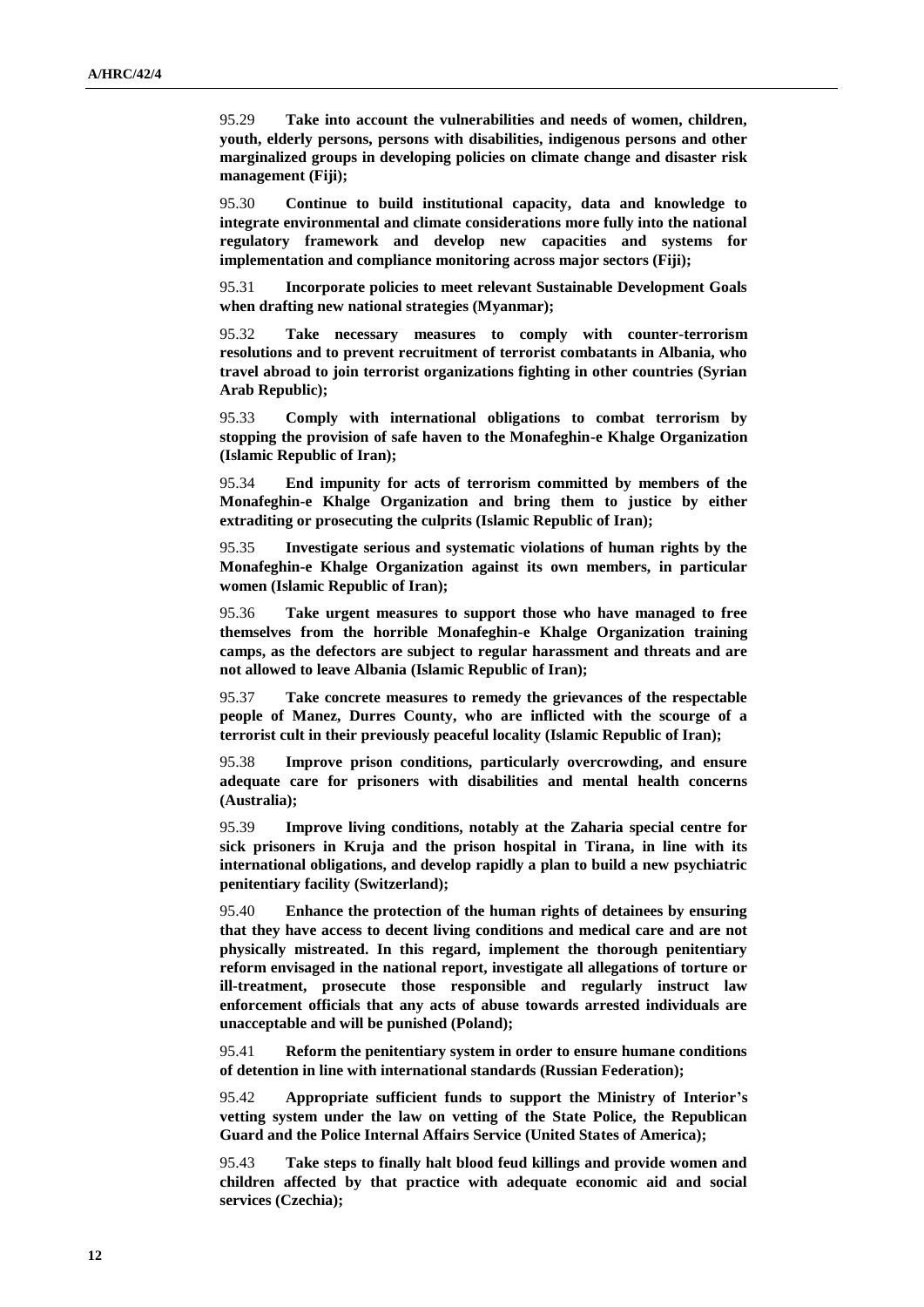95.29 **Take into account the vulnerabilities and needs of women, children, youth, elderly persons, persons with disabilities, indigenous persons and other marginalized groups in developing policies on climate change and disaster risk management (Fiji);**

95.30 **Continue to build institutional capacity, data and knowledge to integrate environmental and climate considerations more fully into the national regulatory framework and develop new capacities and systems for implementation and compliance monitoring across major sectors (Fiji);**

95.31 **Incorporate policies to meet relevant Sustainable Development Goals when drafting new national strategies (Myanmar);**

95.32 **Take necessary measures to comply with counter-terrorism resolutions and to prevent recruitment of terrorist combatants in Albania, who travel abroad to join terrorist organizations fighting in other countries (Syrian Arab Republic);**

95.33 **Comply with international obligations to combat terrorism by stopping the provision of safe haven to the Monafeghin-e Khalge Organization (Islamic Republic of Iran);**

95.34 **End impunity for acts of terrorism committed by members of the Monafeghin-e Khalge Organization and bring them to justice by either extraditing or prosecuting the culprits (Islamic Republic of Iran);**

95.35 **Investigate serious and systematic violations of human rights by the Monafeghin-e Khalge Organization against its own members, in particular women (Islamic Republic of Iran);**

95.36 **Take urgent measures to support those who have managed to free themselves from the horrible Monafeghin-e Khalge Organization training camps, as the defectors are subject to regular harassment and threats and are not allowed to leave Albania (Islamic Republic of Iran);**

95.37 **Take concrete measures to remedy the grievances of the respectable people of Manez, Durres County, who are inflicted with the scourge of a terrorist cult in their previously peaceful locality (Islamic Republic of Iran);**

95.38 **Improve prison conditions, particularly overcrowding, and ensure adequate care for prisoners with disabilities and mental health concerns (Australia);**

95.39 **Improve living conditions, notably at the Zaharia special centre for sick prisoners in Kruja and the prison hospital in Tirana, in line with its international obligations, and develop rapidly a plan to build a new psychiatric penitentiary facility (Switzerland);**

95.40 **Enhance the protection of the human rights of detainees by ensuring that they have access to decent living conditions and medical care and are not physically mistreated. In this regard, implement the thorough penitentiary reform envisaged in the national report, investigate all allegations of torture or ill-treatment, prosecute those responsible and regularly instruct law enforcement officials that any acts of abuse towards arrested individuals are unacceptable and will be punished (Poland);**

95.41 **Reform the penitentiary system in order to ensure humane conditions of detention in line with international standards (Russian Federation);**

95.42 **Appropriate sufficient funds to support the Ministry of Interior's vetting system under the law on vetting of the State Police, the Republican Guard and the Police Internal Affairs Service (United States of America);**

95.43 **Take steps to finally halt blood feud killings and provide women and children affected by that practice with adequate economic aid and social services (Czechia);**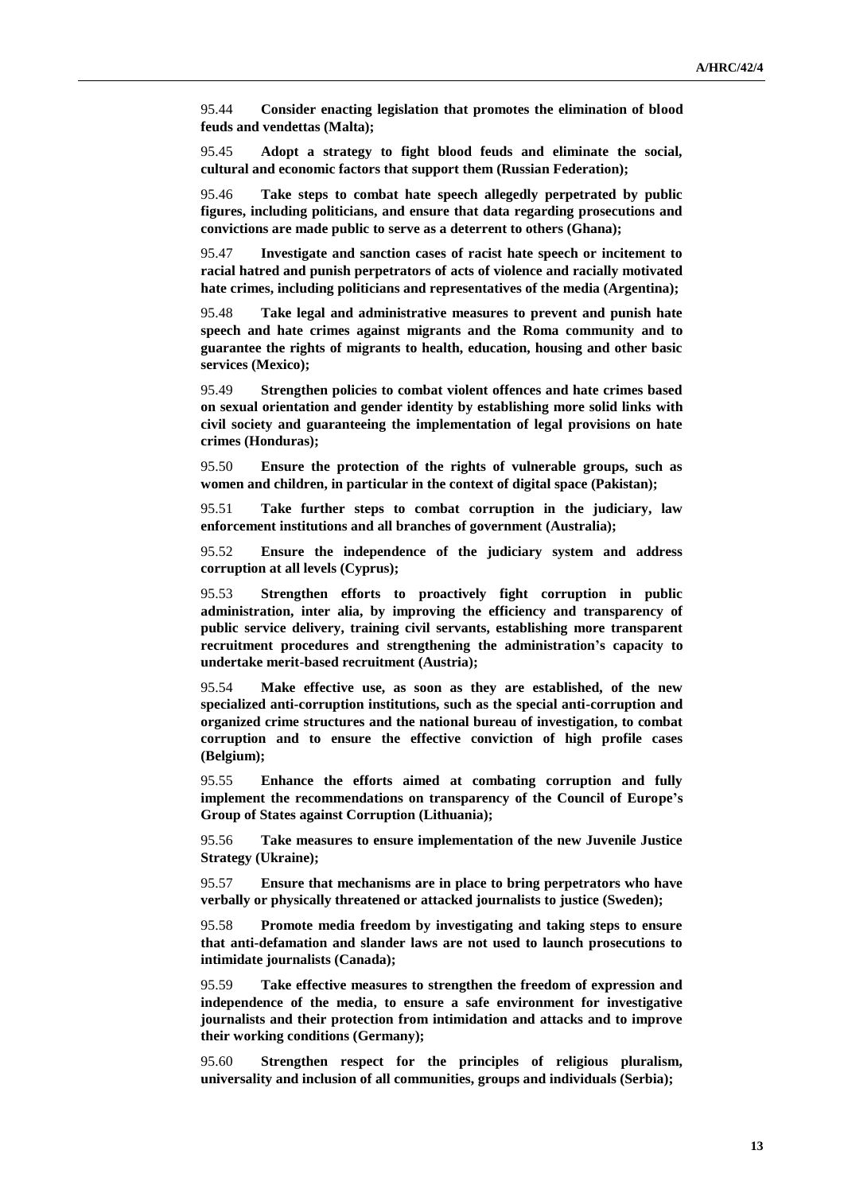95.44 **Consider enacting legislation that promotes the elimination of blood feuds and vendettas (Malta);**

95.45 **Adopt a strategy to fight blood feuds and eliminate the social, cultural and economic factors that support them (Russian Federation);**

95.46 **Take steps to combat hate speech allegedly perpetrated by public figures, including politicians, and ensure that data regarding prosecutions and convictions are made public to serve as a deterrent to others (Ghana);**

95.47 **Investigate and sanction cases of racist hate speech or incitement to racial hatred and punish perpetrators of acts of violence and racially motivated hate crimes, including politicians and representatives of the media (Argentina);**

95.48 **Take legal and administrative measures to prevent and punish hate speech and hate crimes against migrants and the Roma community and to guarantee the rights of migrants to health, education, housing and other basic services (Mexico);**

95.49 **Strengthen policies to combat violent offences and hate crimes based on sexual orientation and gender identity by establishing more solid links with civil society and guaranteeing the implementation of legal provisions on hate crimes (Honduras);**

95.50 **Ensure the protection of the rights of vulnerable groups, such as women and children, in particular in the context of digital space (Pakistan);**

95.51 **Take further steps to combat corruption in the judiciary, law enforcement institutions and all branches of government (Australia);**

95.52 **Ensure the independence of the judiciary system and address corruption at all levels (Cyprus);**

95.53 **Strengthen efforts to proactively fight corruption in public administration, inter alia, by improving the efficiency and transparency of public service delivery, training civil servants, establishing more transparent recruitment procedures and strengthening the administration's capacity to undertake merit-based recruitment (Austria);**

95.54 **Make effective use, as soon as they are established, of the new specialized anti-corruption institutions, such as the special anti-corruption and organized crime structures and the national bureau of investigation, to combat corruption and to ensure the effective conviction of high profile cases (Belgium);**

95.55 **Enhance the efforts aimed at combating corruption and fully implement the recommendations on transparency of the Council of Europe's Group of States against Corruption (Lithuania);**

95.56 **Take measures to ensure implementation of the new Juvenile Justice Strategy (Ukraine);**

95.57 **Ensure that mechanisms are in place to bring perpetrators who have verbally or physically threatened or attacked journalists to justice (Sweden);**

95.58 **Promote media freedom by investigating and taking steps to ensure that anti-defamation and slander laws are not used to launch prosecutions to intimidate journalists (Canada);**

95.59 **Take effective measures to strengthen the freedom of expression and independence of the media, to ensure a safe environment for investigative journalists and their protection from intimidation and attacks and to improve their working conditions (Germany);**

95.60 **Strengthen respect for the principles of religious pluralism, universality and inclusion of all communities, groups and individuals (Serbia);**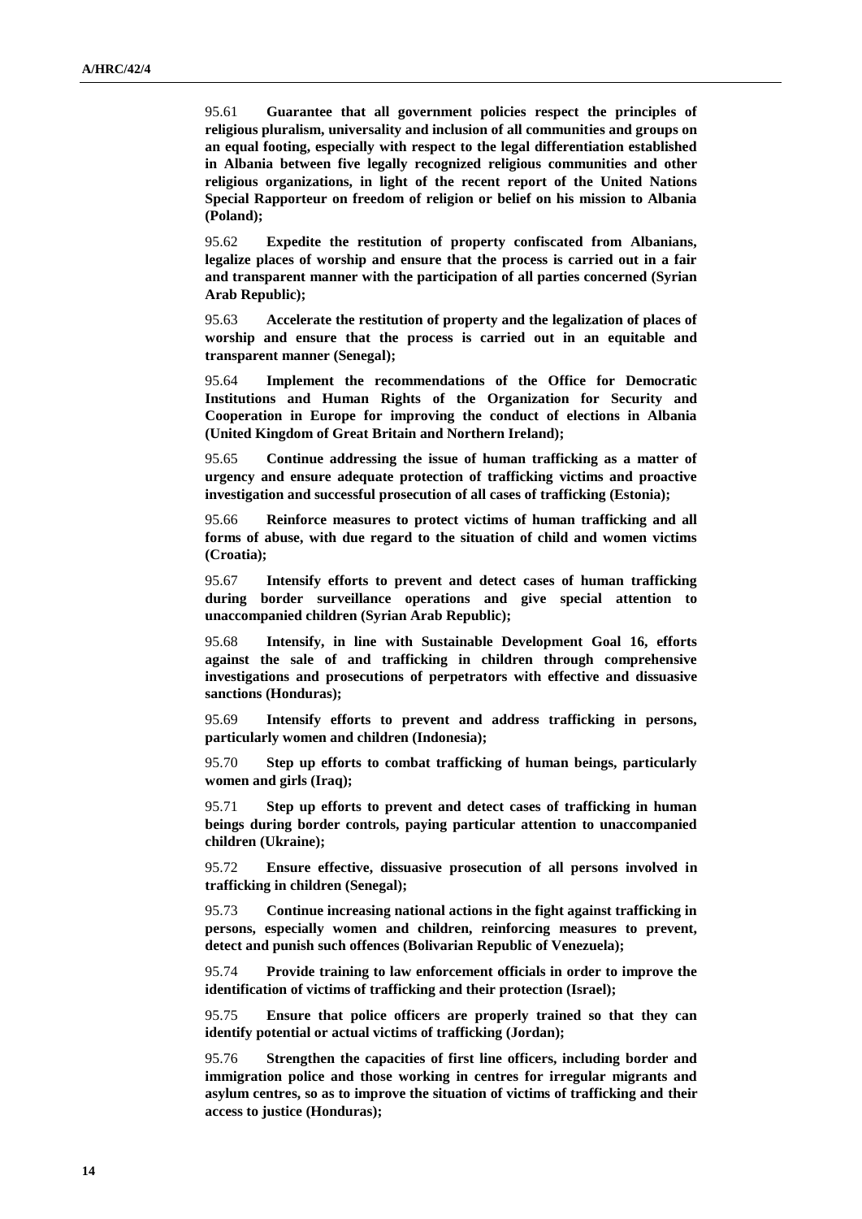95.61 **Guarantee that all government policies respect the principles of religious pluralism, universality and inclusion of all communities and groups on an equal footing, especially with respect to the legal differentiation established in Albania between five legally recognized religious communities and other religious organizations, in light of the recent report of the United Nations Special Rapporteur on freedom of religion or belief on his mission to Albania (Poland);**

95.62 **Expedite the restitution of property confiscated from Albanians, legalize places of worship and ensure that the process is carried out in a fair and transparent manner with the participation of all parties concerned (Syrian Arab Republic);**

95.63 **Accelerate the restitution of property and the legalization of places of worship and ensure that the process is carried out in an equitable and transparent manner (Senegal);**

95.64 **Implement the recommendations of the Office for Democratic Institutions and Human Rights of the Organization for Security and Cooperation in Europe for improving the conduct of elections in Albania (United Kingdom of Great Britain and Northern Ireland);**

95.65 **Continue addressing the issue of human trafficking as a matter of urgency and ensure adequate protection of trafficking victims and proactive investigation and successful prosecution of all cases of trafficking (Estonia);**

95.66 **Reinforce measures to protect victims of human trafficking and all forms of abuse, with due regard to the situation of child and women victims (Croatia);**

95.67 **Intensify efforts to prevent and detect cases of human trafficking during border surveillance operations and give special attention to unaccompanied children (Syrian Arab Republic);**

95.68 **Intensify, in line with Sustainable Development Goal 16, efforts against the sale of and trafficking in children through comprehensive investigations and prosecutions of perpetrators with effective and dissuasive sanctions (Honduras);**

95.69 **Intensify efforts to prevent and address trafficking in persons, particularly women and children (Indonesia);**

95.70 **Step up efforts to combat trafficking of human beings, particularly women and girls (Iraq);**

95.71 **Step up efforts to prevent and detect cases of trafficking in human beings during border controls, paying particular attention to unaccompanied children (Ukraine);**

95.72 **Ensure effective, dissuasive prosecution of all persons involved in trafficking in children (Senegal);**

95.73 **Continue increasing national actions in the fight against trafficking in persons, especially women and children, reinforcing measures to prevent, detect and punish such offences (Bolivarian Republic of Venezuela);**

95.74 **Provide training to law enforcement officials in order to improve the identification of victims of trafficking and their protection (Israel);**

95.75 **Ensure that police officers are properly trained so that they can identify potential or actual victims of trafficking (Jordan);**

95.76 **Strengthen the capacities of first line officers, including border and immigration police and those working in centres for irregular migrants and asylum centres, so as to improve the situation of victims of trafficking and their access to justice (Honduras);**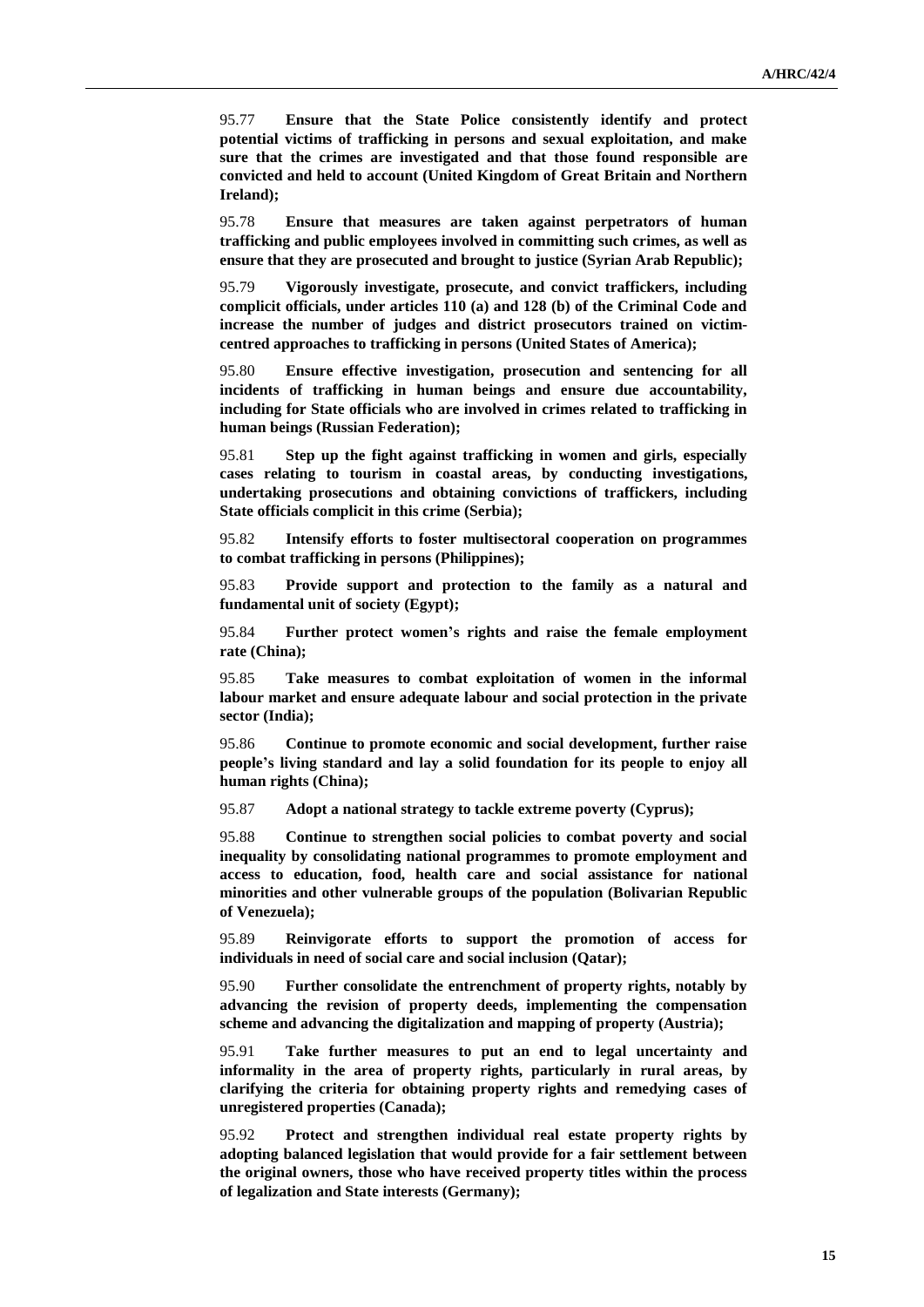95.77 **Ensure that the State Police consistently identify and protect potential victims of trafficking in persons and sexual exploitation, and make sure that the crimes are investigated and that those found responsible are convicted and held to account (United Kingdom of Great Britain and Northern Ireland);**

95.78 **Ensure that measures are taken against perpetrators of human trafficking and public employees involved in committing such crimes, as well as ensure that they are prosecuted and brought to justice (Syrian Arab Republic);**

95.79 **Vigorously investigate, prosecute, and convict traffickers, including complicit officials, under articles 110 (a) and 128 (b) of the Criminal Code and increase the number of judges and district prosecutors trained on victim-centred approaches to trafficking in persons (United States of America);**

95.80 **Ensure effective investigation, prosecution and sentencing for all incidents of trafficking in human beings and ensure due accountability, including for State officials who are involved in crimes related to trafficking in human beings (Russian Federation);**

95.81 **Step up the fight against trafficking in women and girls, especially cases relating to tourism in coastal areas, by conducting investigations, undertaking prosecutions and obtaining convictions of traffickers, including State officials complicit in this crime (Serbia);**

95.82 **Intensify efforts to foster multisectoral cooperation on programmes to combat trafficking in persons (Philippines);**

95.83 **Provide support and protection to the family as a natural and fundamental unit of society (Egypt);**

95.84 **Further protect women's rights and raise the female employment rate (China);**

95.85 **Take measures to combat exploitation of women in the informal labour market and ensure adequate labour and social protection in the private sector (India);**

95.86 **Continue to promote economic and social development, further raise people's living standard and lay a solid foundation for its people to enjoy all human rights (China);**

95.87 **Adopt a national strategy to tackle extreme poverty (Cyprus);**

95.88 **Continue to strengthen social policies to combat poverty and social inequality by consolidating national programmes to promote employment and access to education, food, health care and social assistance for national minorities and other vulnerable groups of the population (Bolivarian Republic of Venezuela);**

95.89 **Reinvigorate efforts to support the promotion of access for individuals in need of social care and social inclusion (Qatar);**

95.90 **Further consolidate the entrenchment of property rights, notably by advancing the revision of property deeds, implementing the compensation scheme and advancing the digitalization and mapping of property (Austria);**

95.91 **Take further measures to put an end to legal uncertainty and informality in the area of property rights, particularly in rural areas, by clarifying the criteria for obtaining property rights and remedying cases of unregistered properties (Canada);**

95.92 **Protect and strengthen individual real estate property rights by adopting balanced legislation that would provide for a fair settlement between the original owners, those who have received property titles within the process of legalization and State interests (Germany);**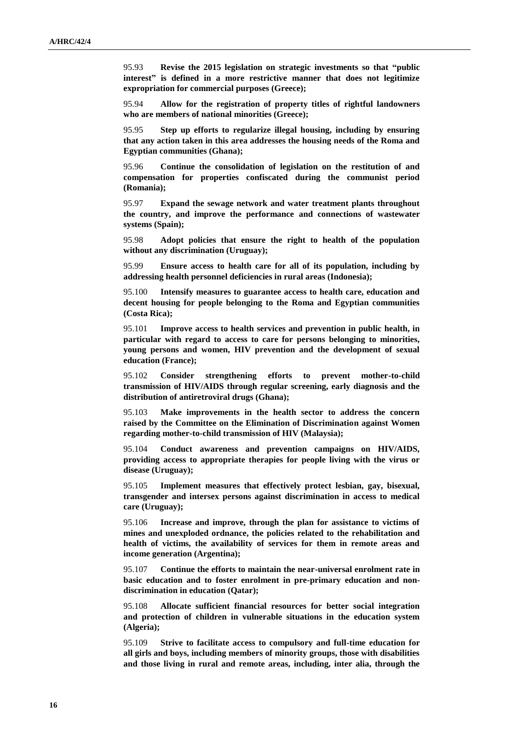95.93 **Revise the 2015 legislation on strategic investments so that "public interest" is defined in a more restrictive manner that does not legitimize expropriation for commercial purposes (Greece);**

95.94 **Allow for the registration of property titles of rightful landowners who are members of national minorities (Greece);**

95.95 **Step up efforts to regularize illegal housing, including by ensuring that any action taken in this area addresses the housing needs of the Roma and Egyptian communities (Ghana);**

95.96 **Continue the consolidation of legislation on the restitution of and compensation for properties confiscated during the communist period (Romania);**

95.97 **Expand the sewage network and water treatment plants throughout the country, and improve the performance and connections of wastewater systems (Spain);**

95.98 **Adopt policies that ensure the right to health of the population without any discrimination (Uruguay);**

95.99 **Ensure access to health care for all of its population, including by addressing health personnel deficiencies in rural areas (Indonesia);**

95.100 **Intensify measures to guarantee access to health care, education and decent housing for people belonging to the Roma and Egyptian communities (Costa Rica);**

95.101 **Improve access to health services and prevention in public health, in particular with regard to access to care for persons belonging to minorities, young persons and women, HIV prevention and the development of sexual education (France);**

95.102 **Consider strengthening efforts to prevent mother-to-child transmission of HIV/AIDS through regular screening, early diagnosis and the distribution of antiretroviral drugs (Ghana);**

95.103 **Make improvements in the health sector to address the concern raised by the Committee on the Elimination of Discrimination against Women regarding mother-to-child transmission of HIV (Malaysia);**

95.104 **Conduct awareness and prevention campaigns on HIV/AIDS, providing access to appropriate therapies for people living with the virus or disease (Uruguay);**

95.105 **Implement measures that effectively protect lesbian, gay, bisexual, transgender and intersex persons against discrimination in access to medical care (Uruguay);**

95.106 **Increase and improve, through the plan for assistance to victims of mines and unexploded ordnance, the policies related to the rehabilitation and health of victims, the availability of services for them in remote areas and income generation (Argentina);**

95.107 **Continue the efforts to maintain the near-universal enrolment rate in basic education and to foster enrolment in pre-primary education and non-discrimination in education (Qatar);**

95.108 **Allocate sufficient financial resources for better social integration and protection of children in vulnerable situations in the education system (Algeria);**

95.109 **Strive to facilitate access to compulsory and full-time education for all girls and boys, including members of minority groups, those with disabilities and those living in rural and remote areas, including, inter alia, through the**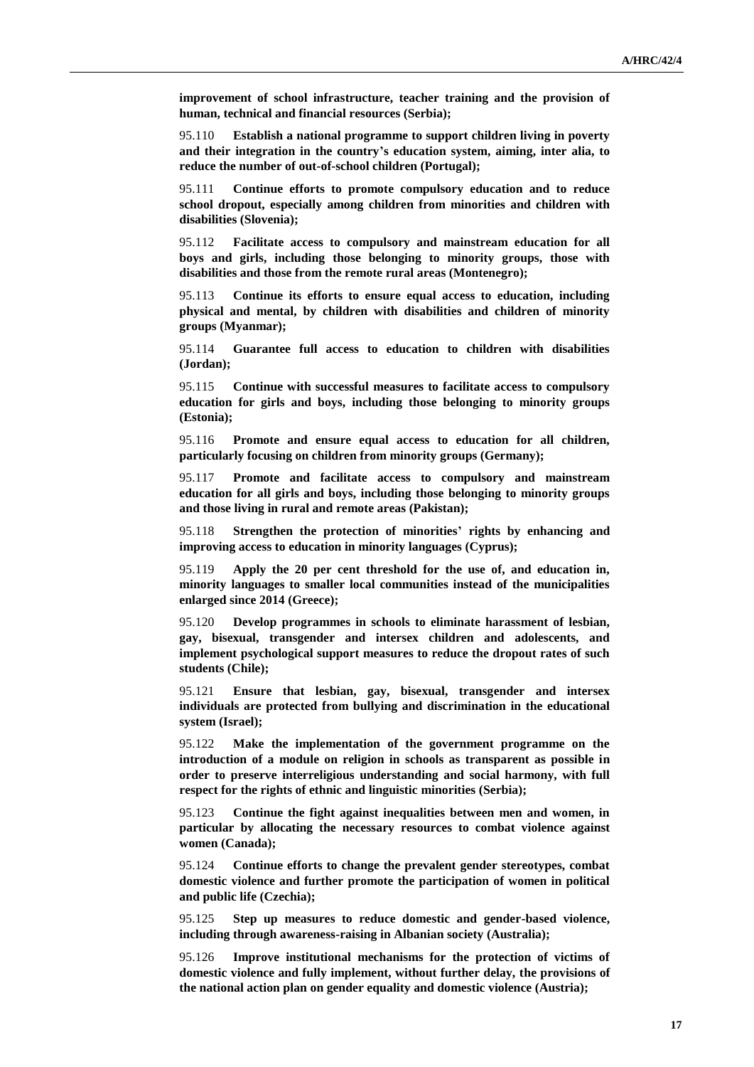**improvement of school infrastructure, teacher training and the provision of human, technical and financial resources (Serbia);**

95.110 **Establish a national programme to support children living in poverty and their integration in the country's education system, aiming, inter alia, to reduce the number of out-of-school children (Portugal);**

95.111 **Continue efforts to promote compulsory education and to reduce school dropout, especially among children from minorities and children with disabilities (Slovenia);**

95.112 **Facilitate access to compulsory and mainstream education for all boys and girls, including those belonging to minority groups, those with disabilities and those from the remote rural areas (Montenegro);**

95.113 **Continue its efforts to ensure equal access to education, including physical and mental, by children with disabilities and children of minority groups (Myanmar);**

95.114 **Guarantee full access to education to children with disabilities (Jordan);**

95.115 **Continue with successful measures to facilitate access to compulsory education for girls and boys, including those belonging to minority groups (Estonia);**

95.116 **Promote and ensure equal access to education for all children, particularly focusing on children from minority groups (Germany);**

95.117 **Promote and facilitate access to compulsory and mainstream education for all girls and boys, including those belonging to minority groups and those living in rural and remote areas (Pakistan);**

95.118 **Strengthen the protection of minorities' rights by enhancing and improving access to education in minority languages (Cyprus);**

95.119 **Apply the 20 per cent threshold for the use of, and education in, minority languages to smaller local communities instead of the municipalities enlarged since 2014 (Greece);**

95.120 **Develop programmes in schools to eliminate harassment of lesbian, gay, bisexual, transgender and intersex children and adolescents, and implement psychological support measures to reduce the dropout rates of such students (Chile);**

95.121 **Ensure that lesbian, gay, bisexual, transgender and intersex individuals are protected from bullying and discrimination in the educational system (Israel);**

95.122 **Make the implementation of the government programme on the introduction of a module on religion in schools as transparent as possible in order to preserve interreligious understanding and social harmony, with full respect for the rights of ethnic and linguistic minorities (Serbia);**

95.123 **Continue the fight against inequalities between men and women, in particular by allocating the necessary resources to combat violence against women (Canada);**

95.124 **Continue efforts to change the prevalent gender stereotypes, combat domestic violence and further promote the participation of women in political and public life (Czechia);**

95.125 **Step up measures to reduce domestic and gender-based violence, including through awareness-raising in Albanian society (Australia);**

95.126 **Improve institutional mechanisms for the protection of victims of domestic violence and fully implement, without further delay, the provisions of the national action plan on gender equality and domestic violence (Austria);**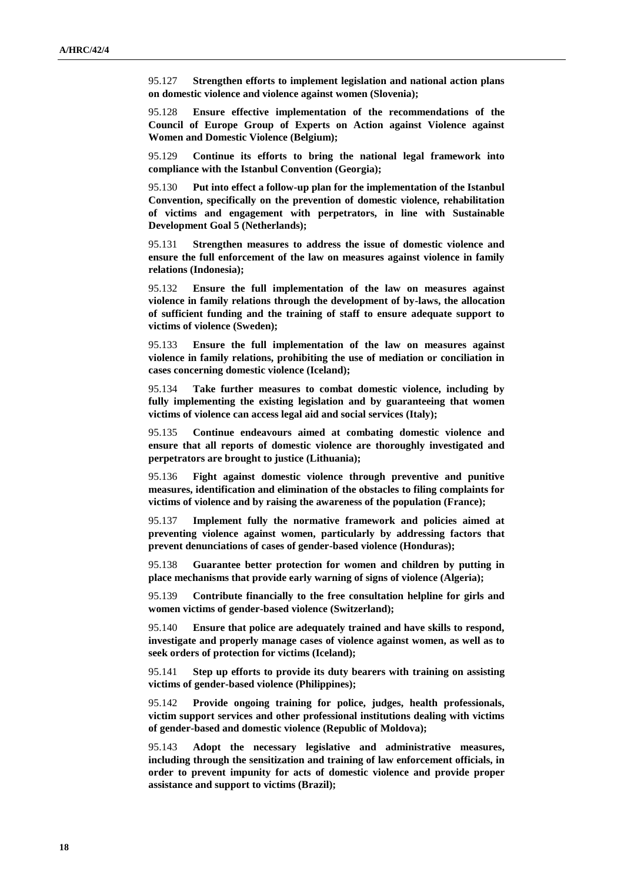95.127 **Strengthen efforts to implement legislation and national action plans on domestic violence and violence against women (Slovenia);**

95.128 **Ensure effective implementation of the recommendations of the Council of Europe Group of Experts on Action against Violence against Women and Domestic Violence (Belgium);**

95.129 **Continue its efforts to bring the national legal framework into compliance with the Istanbul Convention (Georgia);**

95.130 **Put into effect a follow-up plan for the implementation of the Istanbul Convention, specifically on the prevention of domestic violence, rehabilitation of victims and engagement with perpetrators, in line with Sustainable Development Goal 5 (Netherlands);**

95.131 **Strengthen measures to address the issue of domestic violence and ensure the full enforcement of the law on measures against violence in family relations (Indonesia);**

95.132 **Ensure the full implementation of the law on measures against violence in family relations through the development of by-laws, the allocation of sufficient funding and the training of staff to ensure adequate support to victims of violence (Sweden);**

95.133 **Ensure the full implementation of the law on measures against violence in family relations, prohibiting the use of mediation or conciliation in cases concerning domestic violence (Iceland);**

95.134 **Take further measures to combat domestic violence, including by fully implementing the existing legislation and by guaranteeing that women victims of violence can access legal aid and social services (Italy);**

95.135 **Continue endeavours aimed at combating domestic violence and ensure that all reports of domestic violence are thoroughly investigated and perpetrators are brought to justice (Lithuania);**

95.136 **Fight against domestic violence through preventive and punitive measures, identification and elimination of the obstacles to filing complaints for victims of violence and by raising the awareness of the population (France);**

95.137 **Implement fully the normative framework and policies aimed at preventing violence against women, particularly by addressing factors that prevent denunciations of cases of gender-based violence (Honduras);**

95.138 **Guarantee better protection for women and children by putting in place mechanisms that provide early warning of signs of violence (Algeria);**

95.139 **Contribute financially to the free consultation helpline for girls and women victims of gender-based violence (Switzerland);**

95.140 **Ensure that police are adequately trained and have skills to respond, investigate and properly manage cases of violence against women, as well as to seek orders of protection for victims (Iceland);**

95.141 **Step up efforts to provide its duty bearers with training on assisting victims of gender-based violence (Philippines);**

95.142 **Provide ongoing training for police, judges, health professionals, victim support services and other professional institutions dealing with victims of gender-based and domestic violence (Republic of Moldova);**

95.143 **Adopt the necessary legislative and administrative measures, including through the sensitization and training of law enforcement officials, in order to prevent impunity for acts of domestic violence and provide proper assistance and support to victims (Brazil);**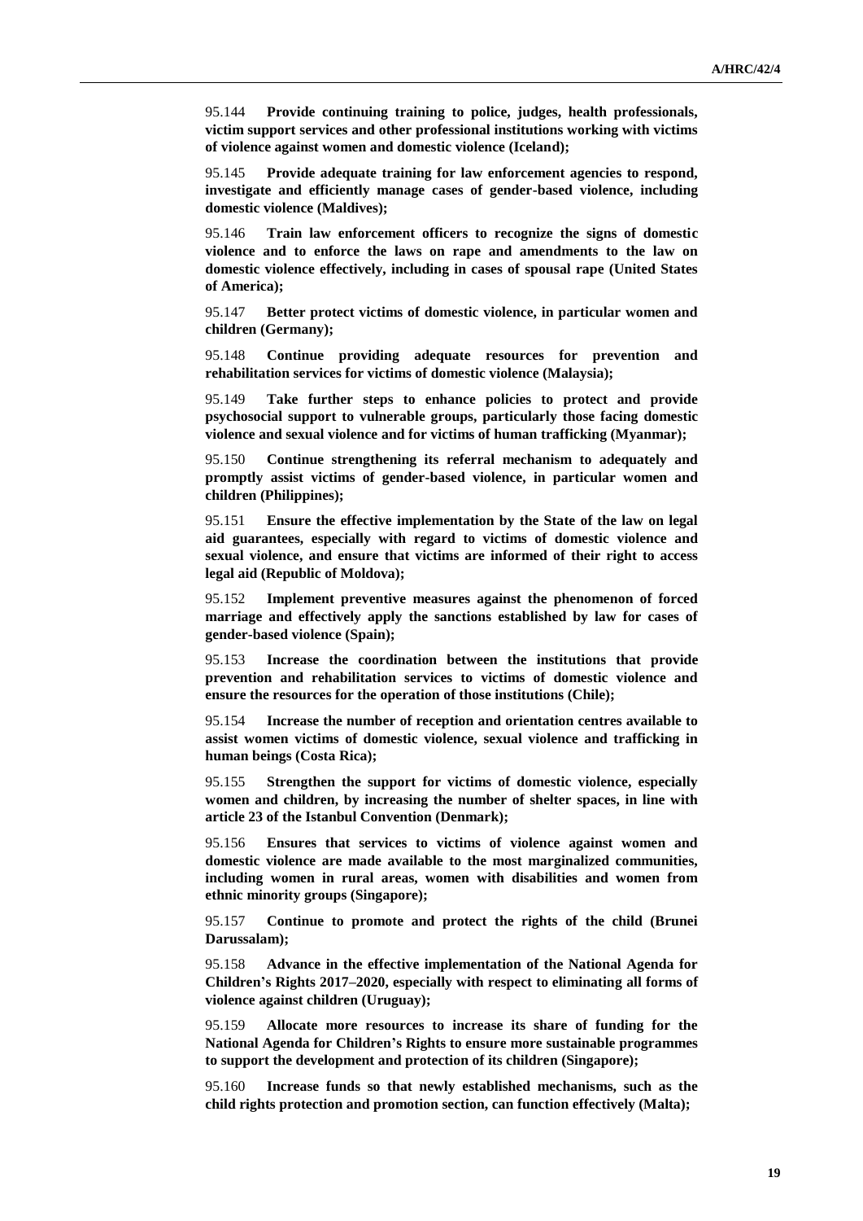95.144 **Provide continuing training to police, judges, health professionals, victim support services and other professional institutions working with victims of violence against women and domestic violence (Iceland);**

95.145 **Provide adequate training for law enforcement agencies to respond, investigate and efficiently manage cases of gender-based violence, including domestic violence (Maldives);**

95.146 **Train law enforcement officers to recognize the signs of domestic violence and to enforce the laws on rape and amendments to the law on domestic violence effectively, including in cases of spousal rape (United States of America);**

95.147 **Better protect victims of domestic violence, in particular women and children (Germany);**

95.148 **Continue providing adequate resources for prevention and rehabilitation services for victims of domestic violence (Malaysia);**

95.149 **Take further steps to enhance policies to protect and provide psychosocial support to vulnerable groups, particularly those facing domestic violence and sexual violence and for victims of human trafficking (Myanmar);**

95.150 **Continue strengthening its referral mechanism to adequately and promptly assist victims of gender-based violence, in particular women and children (Philippines);**

95.151 **Ensure the effective implementation by the State of the law on legal aid guarantees, especially with regard to victims of domestic violence and sexual violence, and ensure that victims are informed of their right to access legal aid (Republic of Moldova);**

95.152 **Implement preventive measures against the phenomenon of forced marriage and effectively apply the sanctions established by law for cases of gender-based violence (Spain);**

95.153 **Increase the coordination between the institutions that provide prevention and rehabilitation services to victims of domestic violence and ensure the resources for the operation of those institutions (Chile);**

95.154 **Increase the number of reception and orientation centres available to assist women victims of domestic violence, sexual violence and trafficking in human beings (Costa Rica);**

95.155 **Strengthen the support for victims of domestic violence, especially women and children, by increasing the number of shelter spaces, in line with article 23 of the Istanbul Convention (Denmark);**

95.156 **Ensures that services to victims of violence against women and domestic violence are made available to the most marginalized communities, including women in rural areas, women with disabilities and women from ethnic minority groups (Singapore);**

95.157 **Continue to promote and protect the rights of the child (Brunei Darussalam);**

95.158 **Advance in the effective implementation of the National Agenda for Children's Rights 2017–2020, especially with respect to eliminating all forms of violence against children (Uruguay);**

95.159 **Allocate more resources to increase its share of funding for the National Agenda for Children's Rights to ensure more sustainable programmes to support the development and protection of its children (Singapore);**

95.160 **Increase funds so that newly established mechanisms, such as the child rights protection and promotion section, can function effectively (Malta);**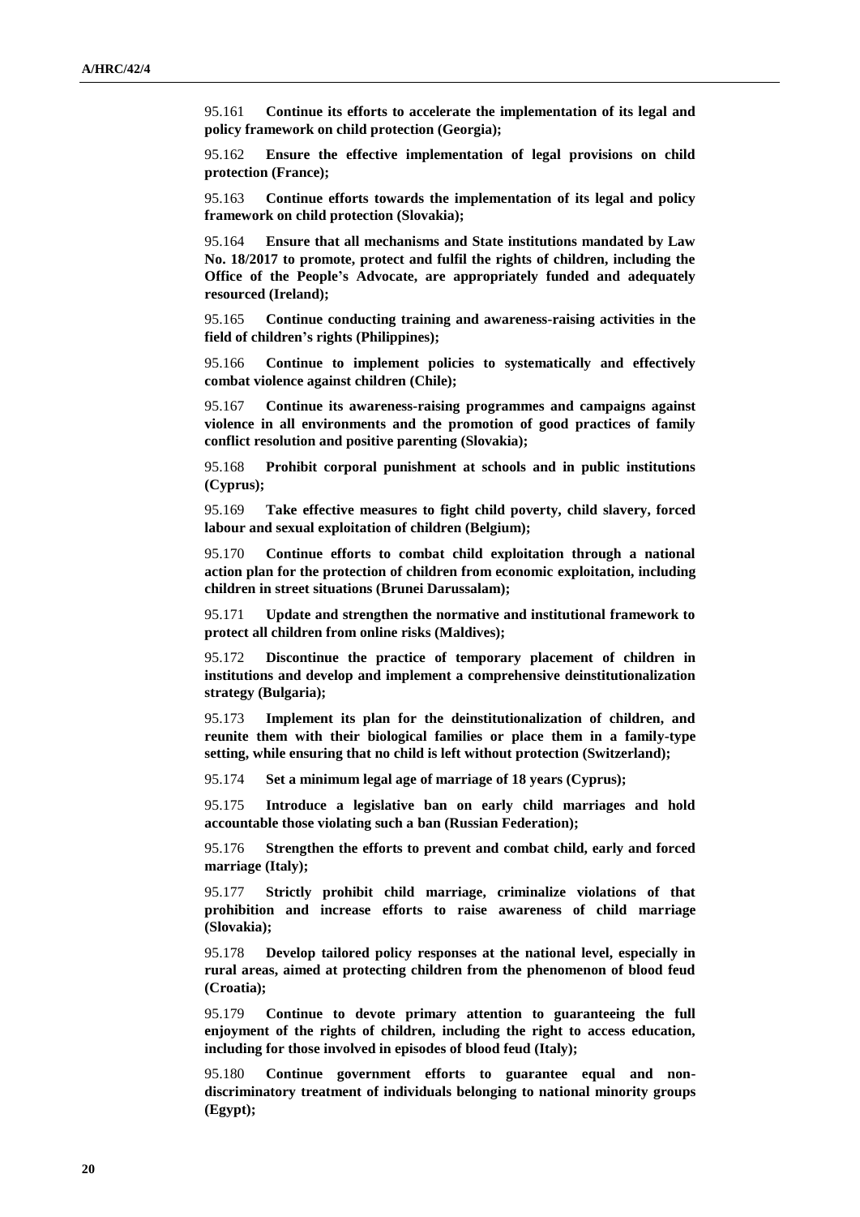95.161 **Continue its efforts to accelerate the implementation of its legal and policy framework on child protection (Georgia);**

95.162 **Ensure the effective implementation of legal provisions on child protection (France);**

95.163 **Continue efforts towards the implementation of its legal and policy framework on child protection (Slovakia);**

95.164 **Ensure that all mechanisms and State institutions mandated by Law No. 18/2017 to promote, protect and fulfil the rights of children, including the Office of the People's Advocate, are appropriately funded and adequately resourced (Ireland);**

95.165 **Continue conducting training and awareness-raising activities in the field of children's rights (Philippines);**

95.166 **Continue to implement policies to systematically and effectively combat violence against children (Chile);**

95.167 **Continue its awareness-raising programmes and campaigns against violence in all environments and the promotion of good practices of family conflict resolution and positive parenting (Slovakia);**

95.168 **Prohibit corporal punishment at schools and in public institutions (Cyprus);**

95.169 **Take effective measures to fight child poverty, child slavery, forced labour and sexual exploitation of children (Belgium);**

95.170 **Continue efforts to combat child exploitation through a national action plan for the protection of children from economic exploitation, including children in street situations (Brunei Darussalam);**

95.171 **Update and strengthen the normative and institutional framework to protect all children from online risks (Maldives);**

95.172 **Discontinue the practice of temporary placement of children in institutions and develop and implement a comprehensive deinstitutionalization strategy (Bulgaria);**

95.173 **Implement its plan for the deinstitutionalization of children, and reunite them with their biological families or place them in a family-type setting, while ensuring that no child is left without protection (Switzerland);**

95.174 **Set a minimum legal age of marriage of 18 years (Cyprus);**

95.175 **Introduce a legislative ban on early child marriages and hold accountable those violating such a ban (Russian Federation);**

95.176 **Strengthen the efforts to prevent and combat child, early and forced marriage (Italy);**

95.177 **Strictly prohibit child marriage, criminalize violations of that prohibition and increase efforts to raise awareness of child marriage (Slovakia);**

95.178 **Develop tailored policy responses at the national level, especially in rural areas, aimed at protecting children from the phenomenon of blood feud (Croatia);**

95.179 **Continue to devote primary attention to guaranteeing the full enjoyment of the rights of children, including the right to access education, including for those involved in episodes of blood feud (Italy);**

95.180 **Continue government efforts to guarantee equal and non-discriminatory treatment of individuals belonging to national minority groups (Egypt);**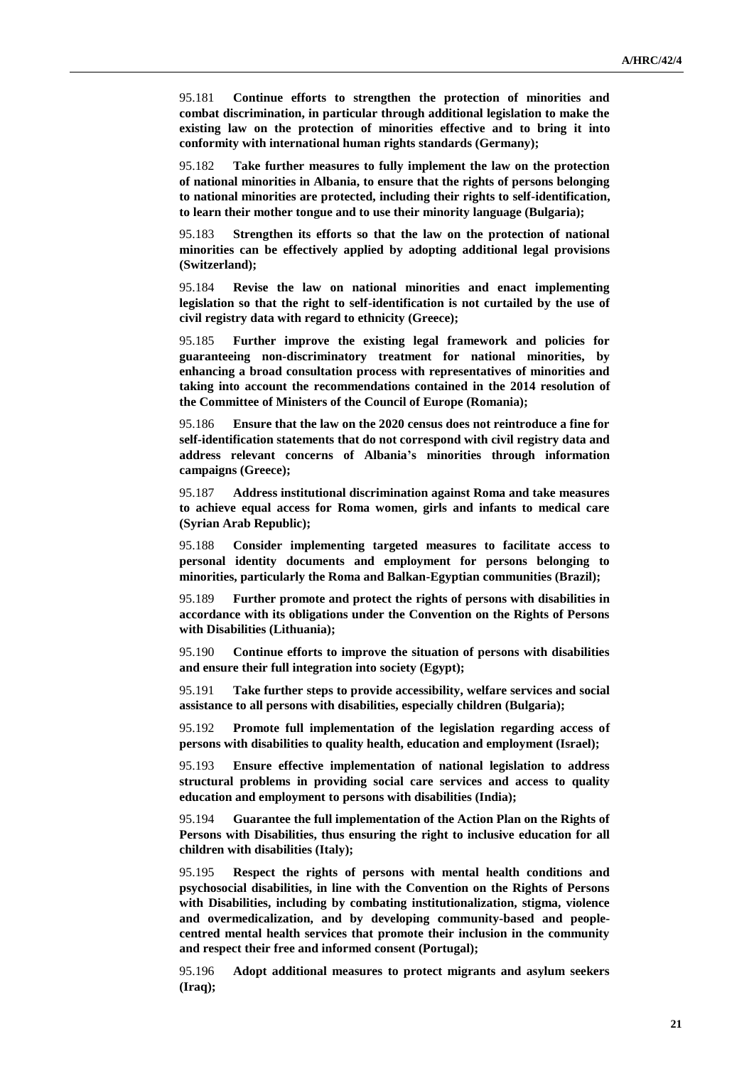95.181 **Continue efforts to strengthen the protection of minorities and combat discrimination, in particular through additional legislation to make the existing law on the protection of minorities effective and to bring it into conformity with international human rights standards (Germany);**

95.182 **Take further measures to fully implement the law on the protection of national minorities in Albania, to ensure that the rights of persons belonging to national minorities are protected, including their rights to self-identification, to learn their mother tongue and to use their minority language (Bulgaria);**

95.183 **Strengthen its efforts so that the law on the protection of national minorities can be effectively applied by adopting additional legal provisions (Switzerland);**

95.184 **Revise the law on national minorities and enact implementing legislation so that the right to self-identification is not curtailed by the use of civil registry data with regard to ethnicity (Greece);**

95.185 **Further improve the existing legal framework and policies for guaranteeing non-discriminatory treatment for national minorities, by enhancing a broad consultation process with representatives of minorities and taking into account the recommendations contained in the 2014 resolution of the Committee of Ministers of the Council of Europe (Romania);**

95.186 **Ensure that the law on the 2020 census does not reintroduce a fine for self-identification statements that do not correspond with civil registry data and address relevant concerns of Albania's minorities through information campaigns (Greece);**

95.187 **Address institutional discrimination against Roma and take measures to achieve equal access for Roma women, girls and infants to medical care (Syrian Arab Republic);**

95.188 **Consider implementing targeted measures to facilitate access to personal identity documents and employment for persons belonging to minorities, particularly the Roma and Balkan-Egyptian communities (Brazil);**

95.189 **Further promote and protect the rights of persons with disabilities in accordance with its obligations under the Convention on the Rights of Persons with Disabilities (Lithuania);**

95.190 **Continue efforts to improve the situation of persons with disabilities and ensure their full integration into society (Egypt);**

95.191 **Take further steps to provide accessibility, welfare services and social assistance to all persons with disabilities, especially children (Bulgaria);**

95.192 **Promote full implementation of the legislation regarding access of persons with disabilities to quality health, education and employment (Israel);**

95.193 **Ensure effective implementation of national legislation to address structural problems in providing social care services and access to quality education and employment to persons with disabilities (India);**

95.194 **Guarantee the full implementation of the Action Plan on the Rights of Persons with Disabilities, thus ensuring the right to inclusive education for all children with disabilities (Italy);**

95.195 **Respect the rights of persons with mental health conditions and psychosocial disabilities, in line with the Convention on the Rights of Persons with Disabilities, including by combating institutionalization, stigma, violence and overmedicalization, and by developing community-based and people-centred mental health services that promote their inclusion in the community and respect their free and informed consent (Portugal);**

95.196 **Adopt additional measures to protect migrants and asylum seekers (Iraq);**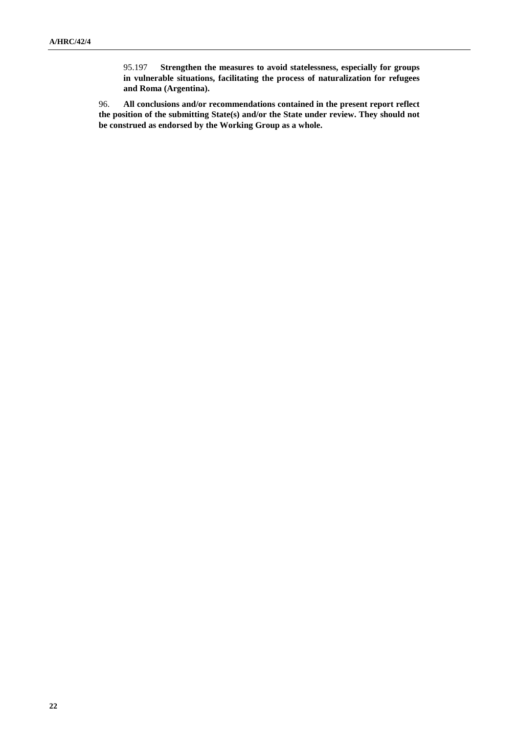95.197 **Strengthen the measures to avoid statelessness, especially for groups in vulnerable situations, facilitating the process of naturalization for refugees and Roma (Argentina).**

96. **All conclusions and/or recommendations contained in the present report reflect the position of the submitting State(s) and/or the State under review. They should not be construed as endorsed by the Working Group as a whole.**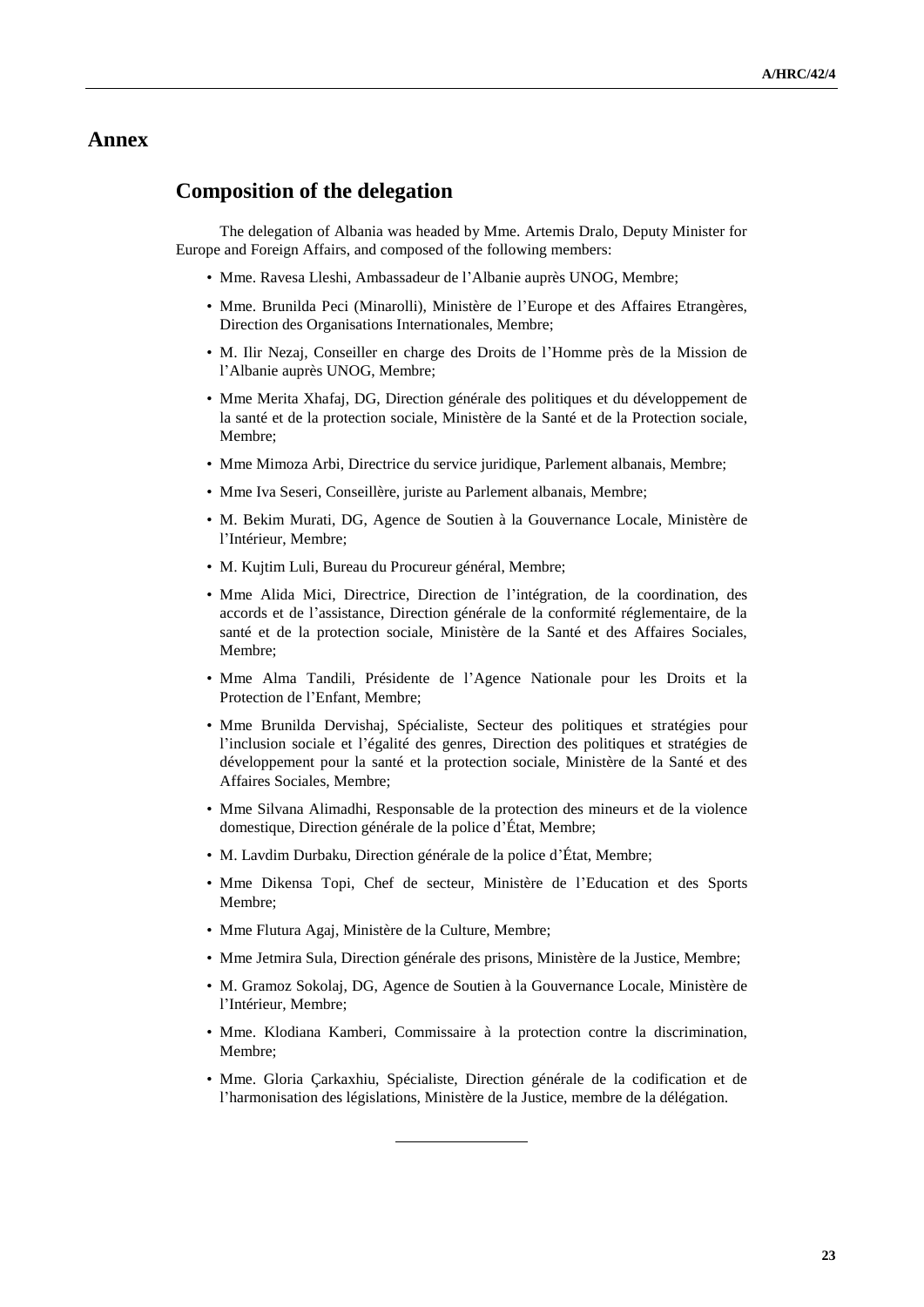# Annex

## Composition of the delegation

The delegation of Albania was headed by Mme. Artemis Dralo, Deputy Minister for Europe and Foreign Affairs, and composed of the following members:

- Mme. Ravesa Lleshi, Ambassadeur de l'Albanie auprès UNOG, Membre;
- Mme. Brunilda Peci (Minarolli), Ministère de l'Europe et des Affaires Etrangères, Direction des Organisations Internationales, Membre;
- M. Ilir Nezaj, Conseiller en charge des Droits de l'Homme près de la Mission de l'Albanie auprès UNOG, Membre;
- Mme Merita Xhafaj, DG, Direction générale des politiques et du développement de la santé et de la protection sociale, Ministère de la Santé et de la Protection sociale, Membre;
- Mme Mimoza Arbi, Directrice du service juridique, Parlement albanais, Membre;
- Mme Iva Seseri, Conseillère, juriste au Parlement albanais, Membre;
- M. Bekim Murati, DG, Agence de Soutien à la Gouvernance Locale, Ministère de l'Intérieur, Membre;
- M. Kujtim Luli, Bureau du Procureur général, Membre;
- Mme Alida Mici, Directrice, Direction de l'intégration, de la coordination, des accords et de l'assistance, Direction générale de la conformité réglementaire, de la santé et de la protection sociale, Ministère de la Santé et des Affaires Sociales, Membre;
- Mme Alma Tandili, Présidente de l'Agence Nationale pour les Droits et la Protection de l'Enfant, Membre;
- Mme Brunilda Dervishaj, Spécialiste, Secteur des politiques et stratégies pour l'inclusion sociale et l'égalité des genres, Direction des politiques et stratégies de développement pour la santé et la protection sociale, Ministère de la Santé et des Affaires Sociales, Membre;
- Mme Silvana Alimadhi, Responsable de la protection des mineurs et de la violence domestique, Direction générale de la police d'État, Membre;
- M. Lavdim Durbaku, Direction générale de la police d'État, Membre;
- Mme Dikensa Topi, Chef de secteur, Ministère de l'Education et des Sports Membre;
- Mme Flutura Agaj, Ministère de la Culture, Membre;
- Mme Jetmira Sula, Direction générale des prisons, Ministère de la Justice, Membre;
- M. Gramoz Sokolaj, DG, Agence de Soutien à la Gouvernance Locale, Ministère de l'Intérieur, Membre;
- Mme. Klodiana Kamberi, Commissaire à la protection contre la discrimination, Membre;
- Mme. Gloria Çarkaxhiu, Spécialiste, Direction générale de la codification et de l'harmonisation des législations, Ministère de la Justice, membre de la délégation.